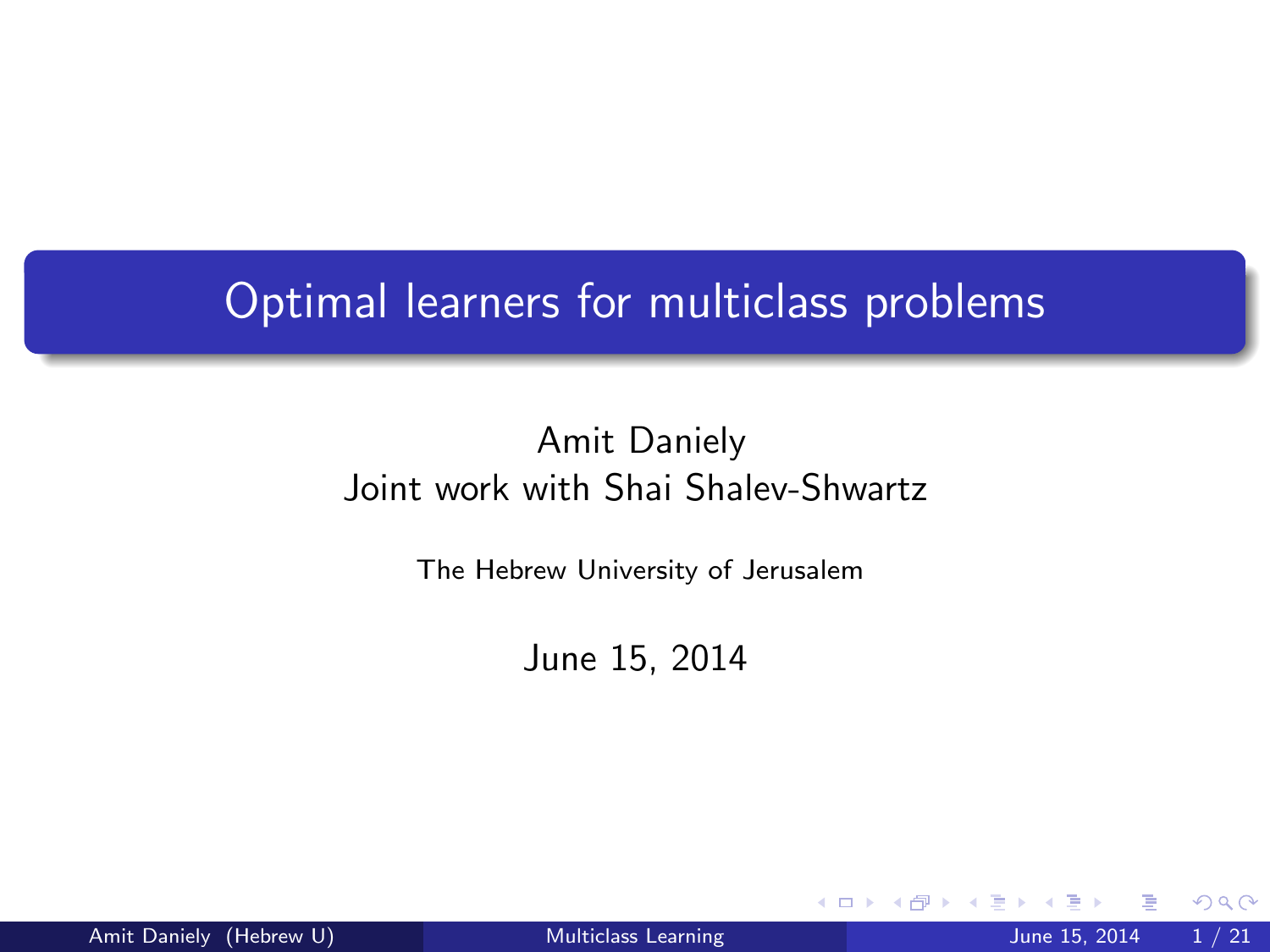# Optimal learners for multiclass problems

Amit Daniely
Joint work with Shai Shalev-Shwartz

The Hebrew University of Jerusalem

June 15, 2014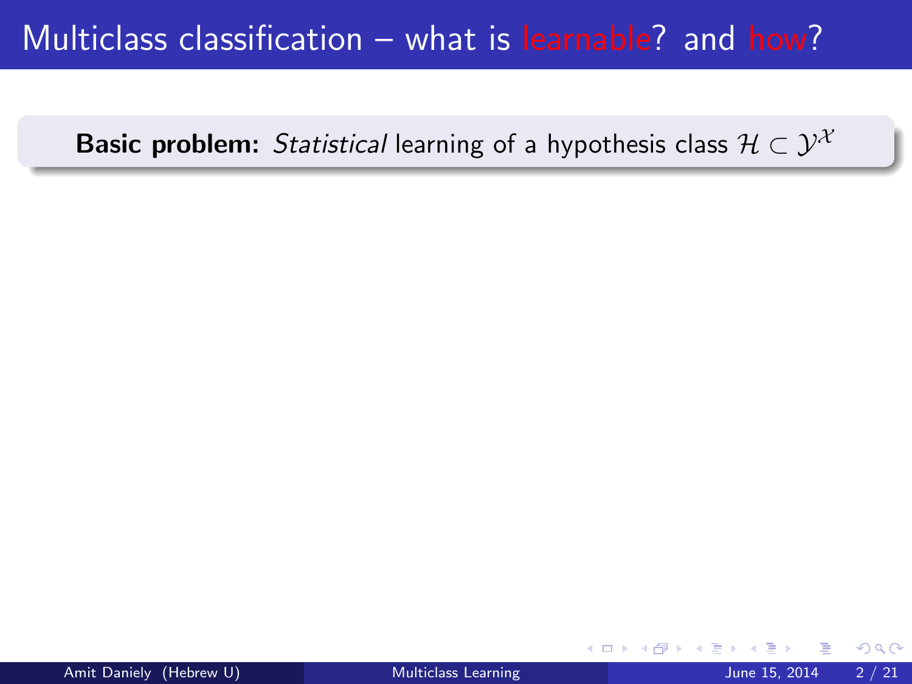# Multiclass classification – what is learnable? and how?

**Basic problem:** *Statistical* learning of a hypothesis class $\mathcal{H} \subset \mathcal{Y}^{\mathcal{X}}$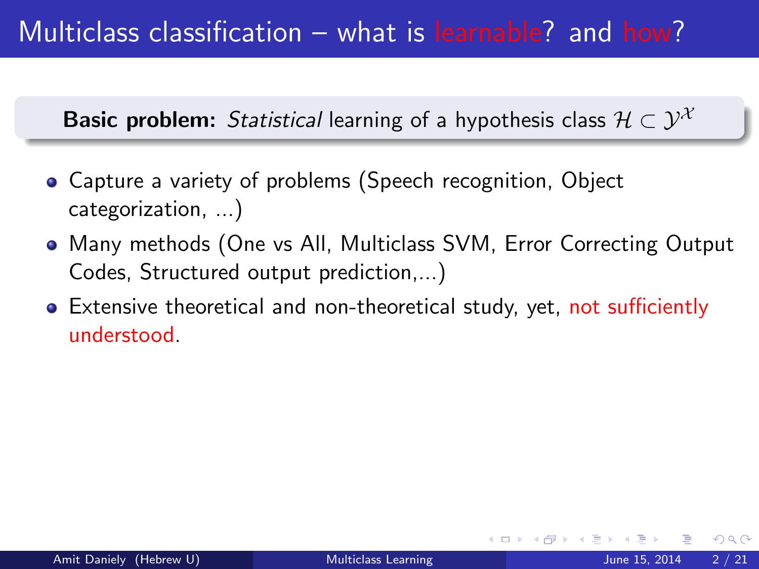# Multiclass classification – what is learnable? and how?

**Basic problem:** *Statistical* learning of a hypothesis class $\mathcal{H} \subset \mathcal{Y}^{\mathcal{X}}$

- Capture a variety of problems (Speech recognition, Object categorization, ...)
- Many methods (One vs All, Multiclass SVM, Error Correcting Output Codes, Structured output prediction,...)
- Extensive theoretical and non-theoretical study, yet, not sufficiently understood.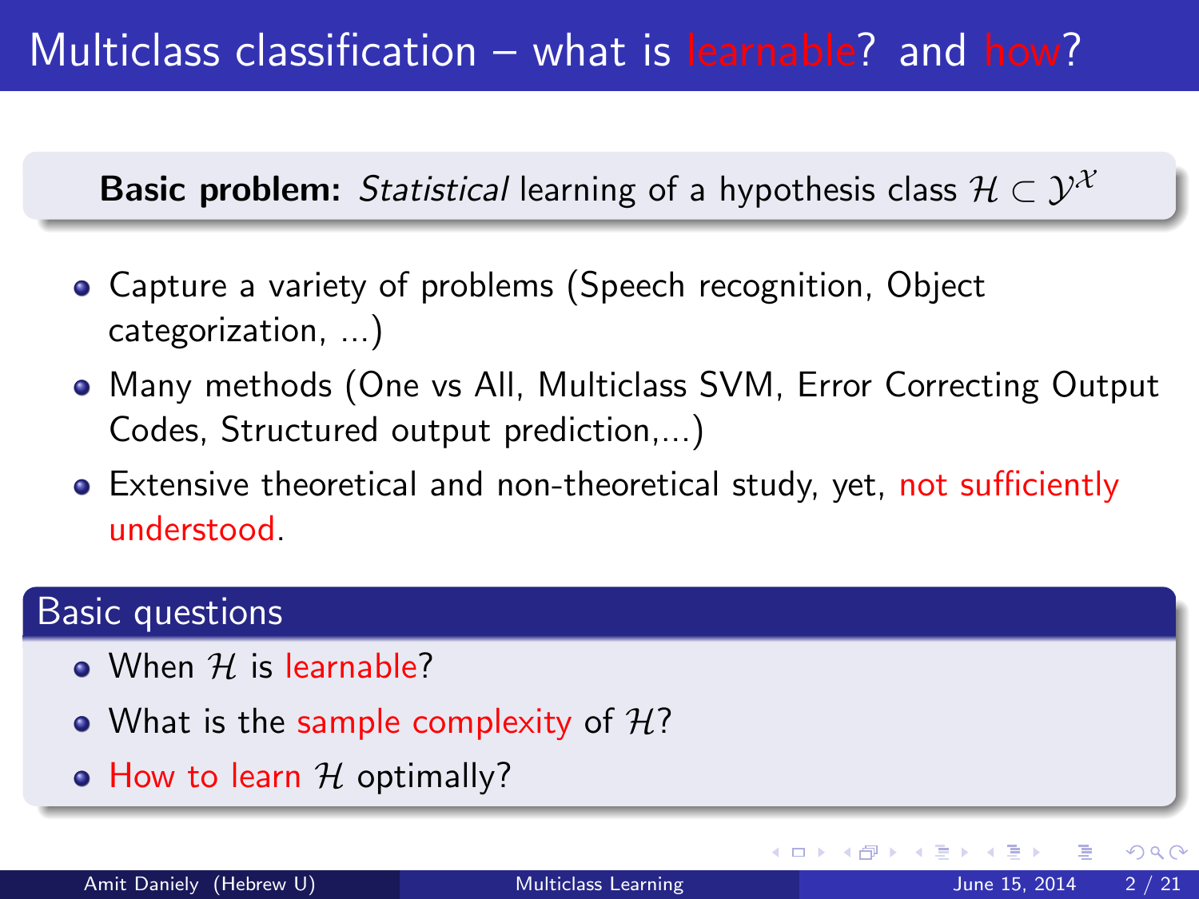# Multiclass classification – what is learnable? and how?

**Basic problem:** *Statistical* learning of a hypothesis class $\mathcal{H} \subset \mathcal{Y}^{\mathcal{X}}$

- Capture a variety of problems (Speech recognition, Object categorization, ...)
- Many methods (One vs All, Multiclass SVM, Error Correcting Output Codes, Structured output prediction,...)
- Extensive theoretical and non-theoretical study, yet, not sufficiently understood.

## Basic questions

- When $\mathcal{H}$ is learnable?
- What is the sample complexity of $\mathcal{H}$?
- How to learn $\mathcal{H}$ optimally?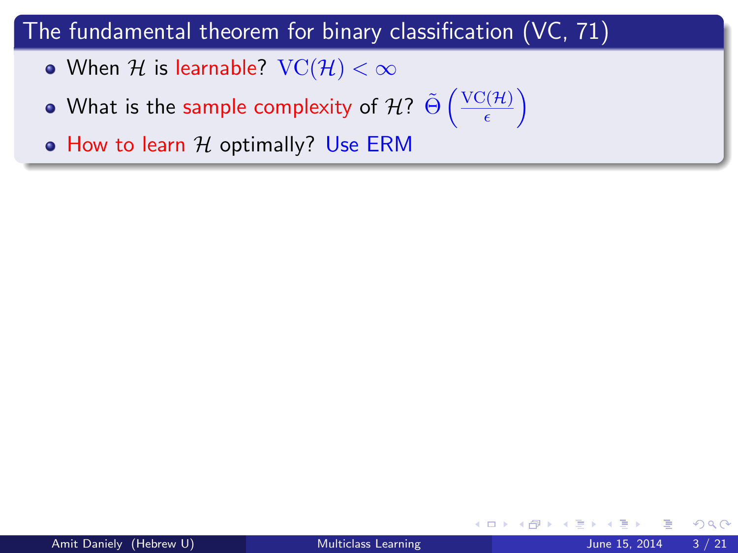## The fundamental theorem for binary classification (VC, 71)

- When $\mathcal{H}$ is learnable? $\mathrm{VC}(\mathcal{H}) < \infty$
- What is the sample complexity of $\mathcal{H}$? $\tilde{\Theta}\left(\frac{\mathrm{VC}(\mathcal{H})}{\epsilon}\right)$
- How to learn $\mathcal{H}$ optimally? Use ERM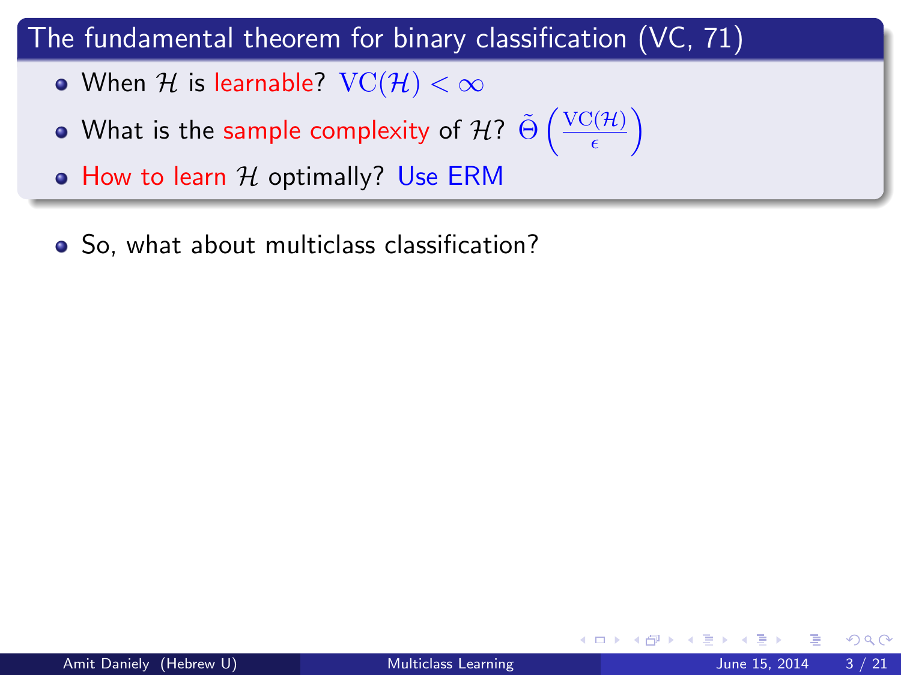## The fundamental theorem for binary classification (VC, 71)

- When $\mathcal{H}$ is learnable? $\mathrm{VC}(\mathcal{H}) < \infty$
- What is the sample complexity of $\mathcal{H}$? $\tilde{\Theta}\left(\frac{\mathrm{VC}(\mathcal{H})}{\epsilon}\right)$
- How to learn $\mathcal{H}$ optimally? Use ERM

- So, what about multiclass classification?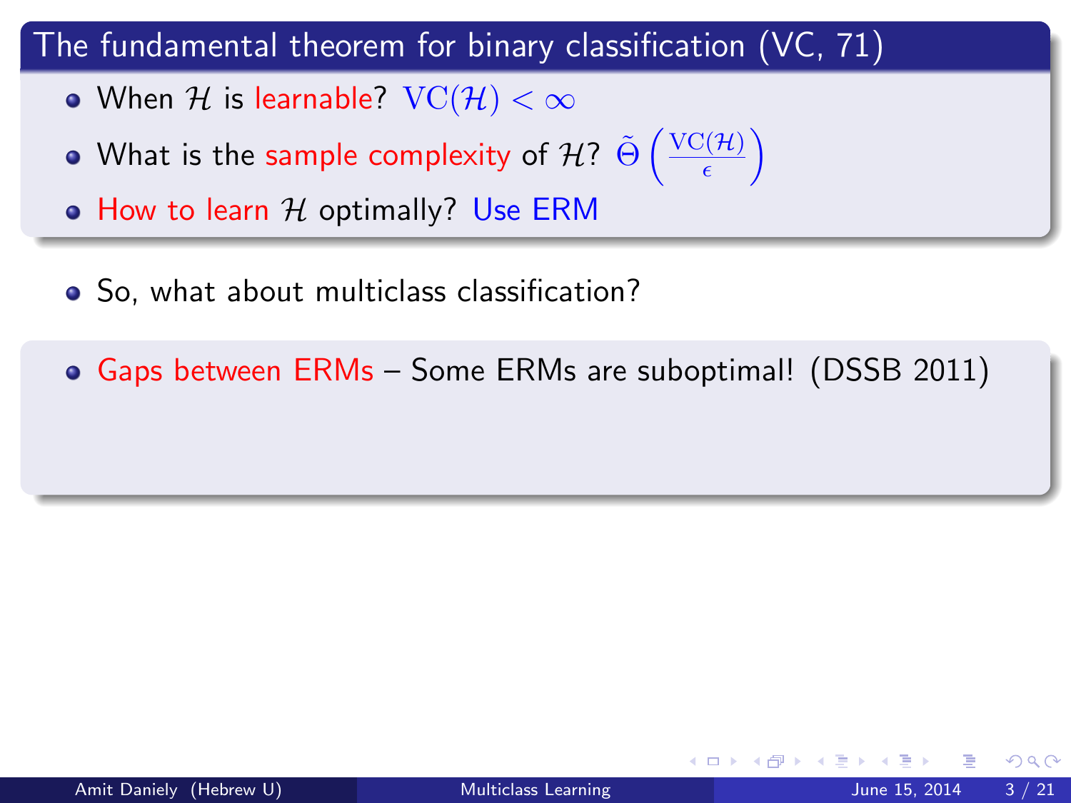## The fundamental theorem for binary classification (VC, 71)

- When $\mathcal{H}$ is learnable? $\mathrm{VC}(\mathcal{H}) < \infty$
- What is the sample complexity of $\mathcal{H}$? $\tilde{\Theta}\left(\frac{\mathrm{VC}(\mathcal{H})}{\epsilon}\right)$
- How to learn $\mathcal{H}$ optimally? Use ERM

- So, what about multiclass classification?

- Gaps between ERMs – Some ERMs are suboptimal! (DSSB 2011)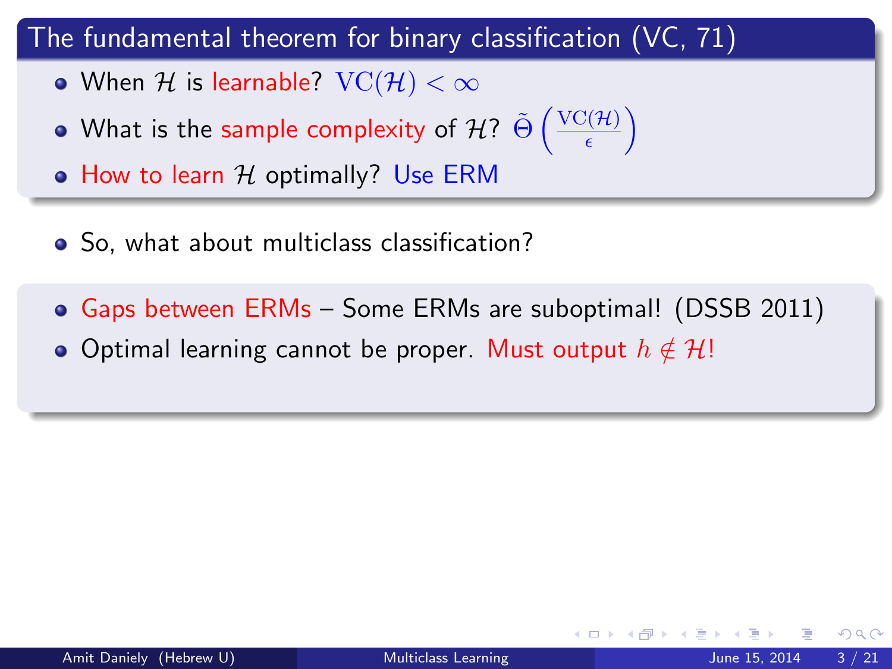## The fundamental theorem for binary classification (VC, 71)

- When $\mathcal{H}$ is learnable? $\mathrm{VC}(\mathcal{H}) < \infty$
- What is the sample complexity of $\mathcal{H}$? $\tilde{\Theta}\left(\frac{\mathrm{VC}(\mathcal{H})}{\epsilon}\right)$
- How to learn $\mathcal{H}$ optimally? Use ERM

- So, what about multiclass classification?

- Gaps between ERMs – Some ERMs are suboptimal! (DSSB 2011)
- Optimal learning cannot be proper. Must output $h \notin \mathcal{H}$!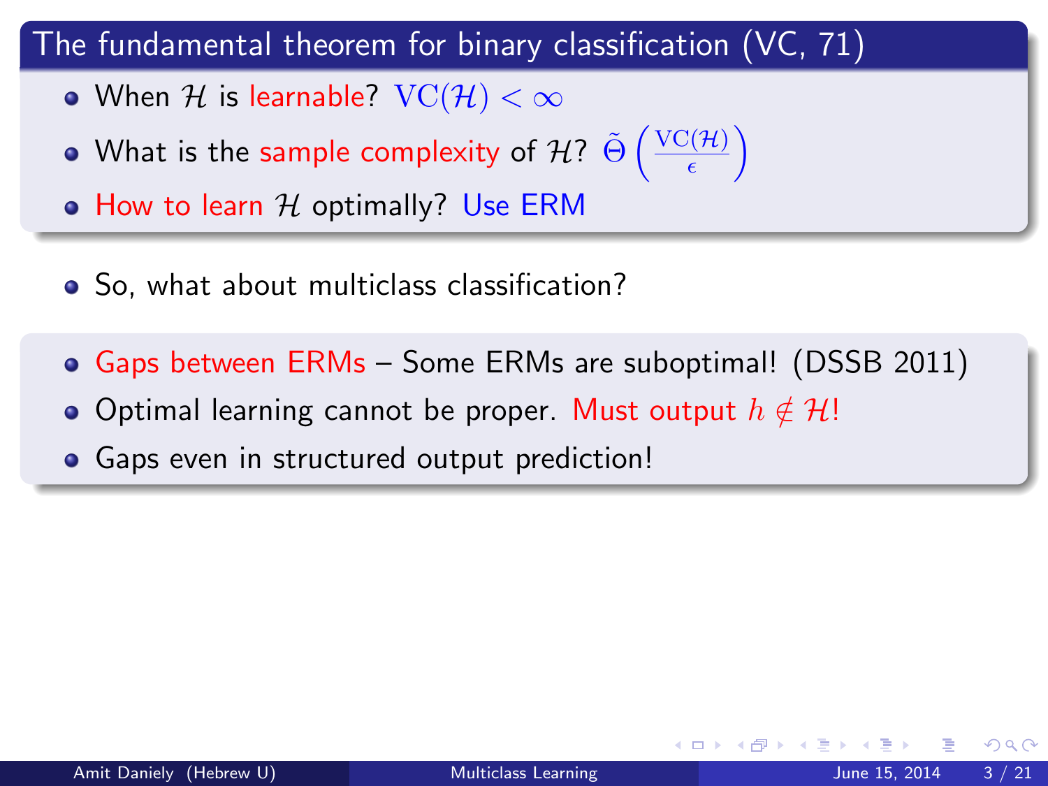## The fundamental theorem for binary classification (VC, 71)

- When $\mathcal{H}$ is learnable? $\mathrm{VC}(\mathcal{H}) < \infty$
- What is the sample complexity of $\mathcal{H}$? $\tilde{\Theta}\left(\frac{\mathrm{VC}(\mathcal{H})}{\epsilon}\right)$
- How to learn $\mathcal{H}$ optimally? Use ERM

- So, what about multiclass classification?

- Gaps between ERMs – Some ERMs are suboptimal! (DSSB 2011)
- Optimal learning cannot be proper. Must output $h \notin \mathcal{H}$!
- Gaps even in structured output prediction!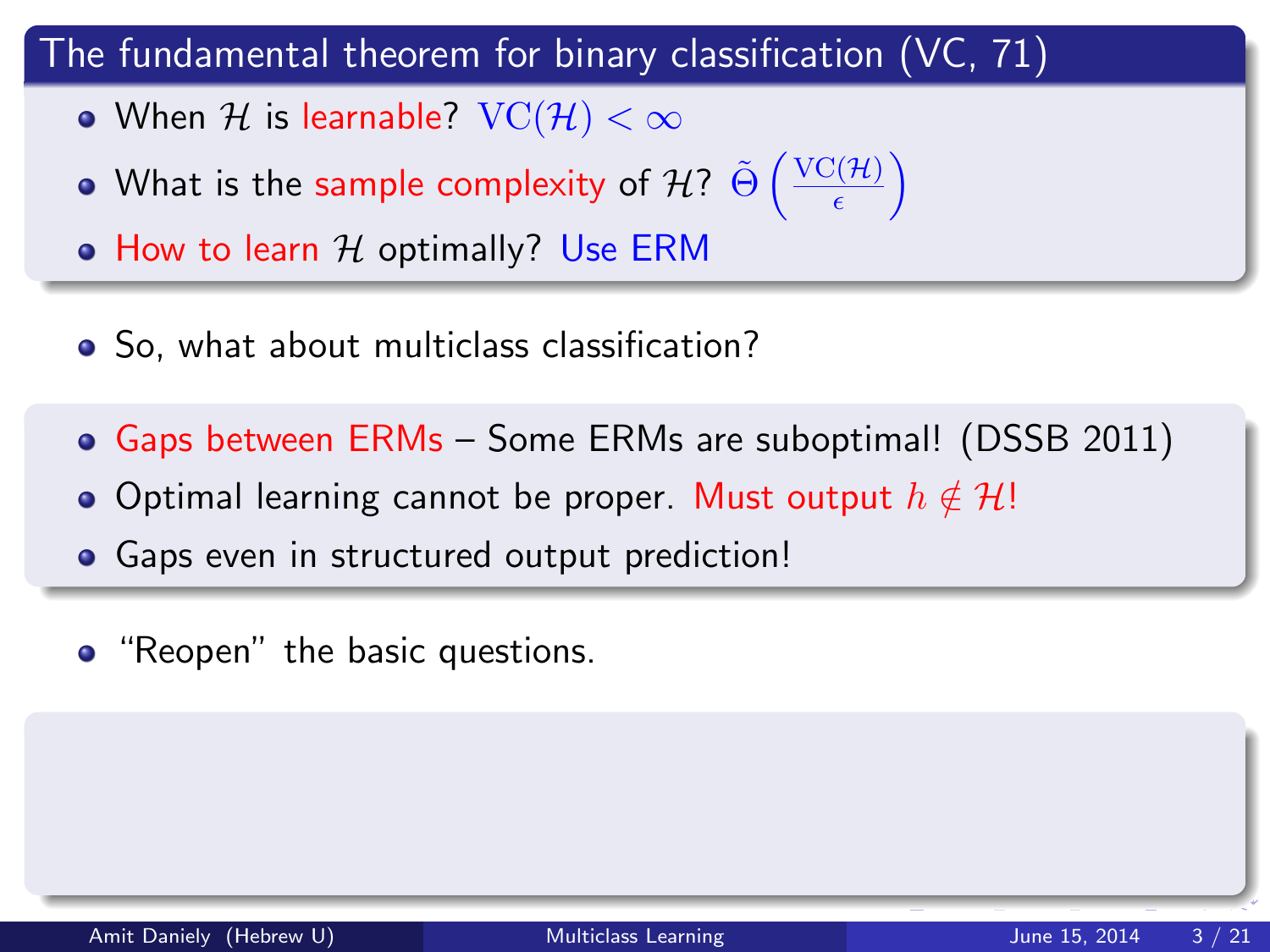## The fundamental theorem for binary classification (VC, 71)

- When $\mathcal{H}$ is learnable? $\mathrm{VC}(\mathcal{H}) < \infty$
- What is the sample complexity of $\mathcal{H}$? $\tilde{\Theta}\left(\frac{\mathrm{VC}(\mathcal{H})}{\epsilon}\right)$
- How to learn $\mathcal{H}$ optimally? Use ERM

- So, what about multiclass classification?

- Gaps between ERMs – Some ERMs are suboptimal! (DSSB 2011)
- Optimal learning cannot be proper. Must output $h \notin \mathcal{H}$!
- Gaps even in structured output prediction!

- "Reopen" the basic questions.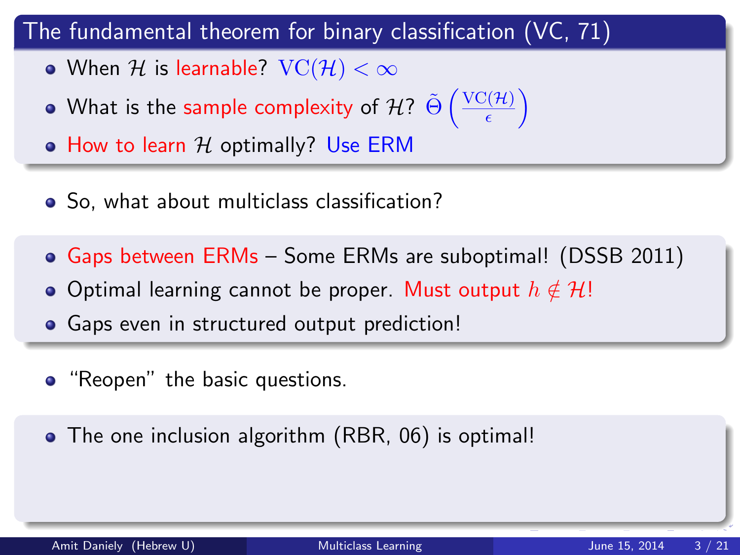## The fundamental theorem for binary classification (VC, 71)

- When $\mathcal{H}$ is learnable? $\mathrm{VC}(\mathcal{H}) < \infty$
- What is the sample complexity of $\mathcal{H}$? $\tilde{\Theta}\left(\frac{\mathrm{VC}(\mathcal{H})}{\epsilon}\right)$
- How to learn $\mathcal{H}$ optimally? Use ERM

- So, what about multiclass classification?

- Gaps between ERMs – Some ERMs are suboptimal! (DSSB 2011)
- Optimal learning cannot be proper. Must output $h \notin \mathcal{H}$!
- Gaps even in structured output prediction!

- "Reopen" the basic questions.

- The one inclusion algorithm (RBR, 06) is optimal!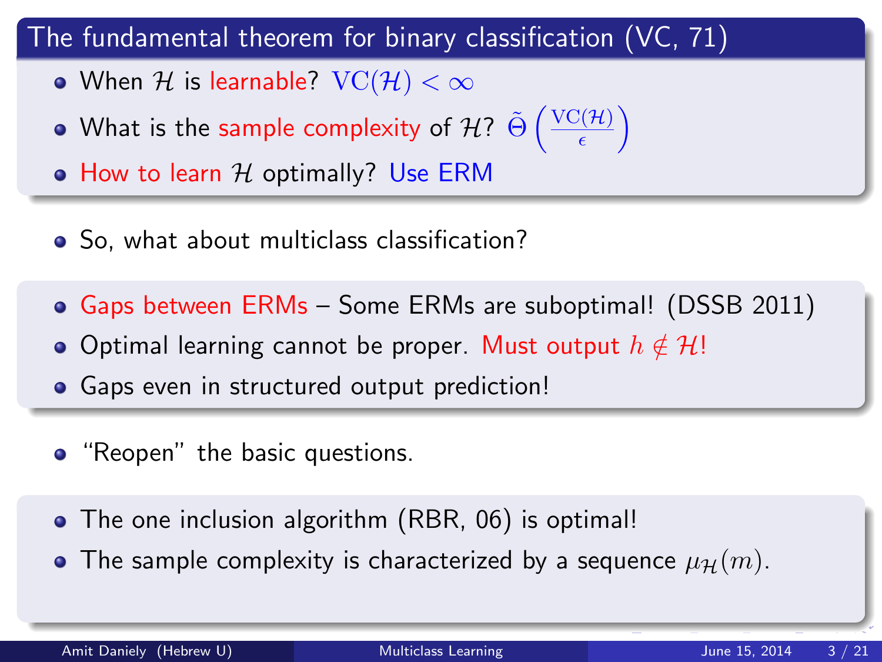## The fundamental theorem for binary classification (VC, 71)

- When $\mathcal{H}$ is learnable? $\mathrm{VC}(\mathcal{H}) < \infty$
- What is the sample complexity of $\mathcal{H}$? $\tilde{\Theta}\left(\frac{\mathrm{VC}(\mathcal{H})}{\epsilon}\right)$
- How to learn $\mathcal{H}$ optimally? Use ERM

- So, what about multiclass classification?

- Gaps between ERMs – Some ERMs are suboptimal! (DSSB 2011)
- Optimal learning cannot be proper. Must output $h \notin \mathcal{H}$!
- Gaps even in structured output prediction!

- "Reopen" the basic questions.

- The one inclusion algorithm (RBR, 06) is optimal!
- The sample complexity is characterized by a sequence $\mu_{\mathcal{H}}(m)$.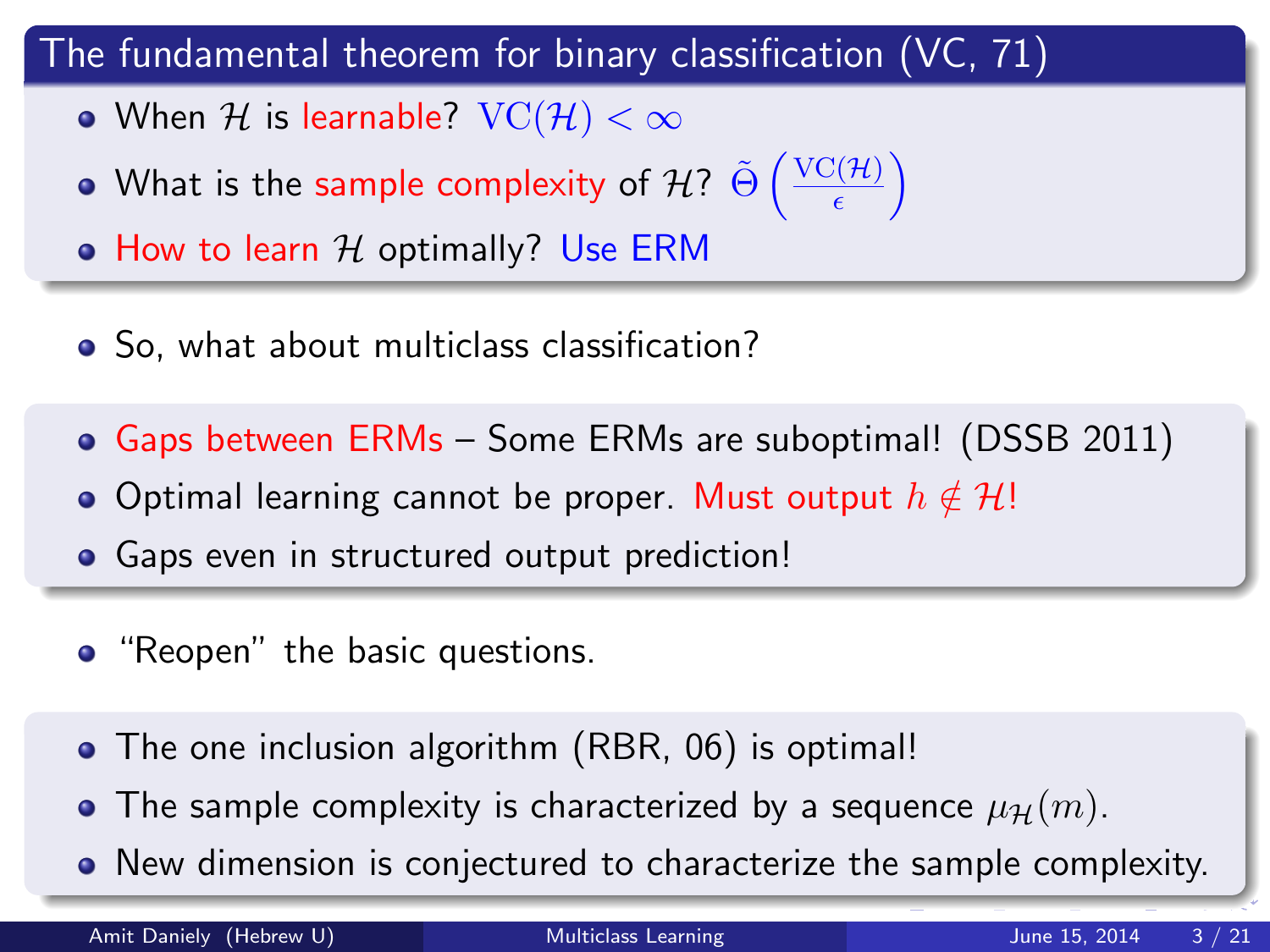## The fundamental theorem for binary classification (VC, 71)

- When $\mathcal{H}$ is learnable? $\mathrm{VC}(\mathcal{H}) < \infty$
- What is the sample complexity of $\mathcal{H}$? $\tilde{\Theta}\left(\frac{\mathrm{VC}(\mathcal{H})}{\epsilon}\right)$
- How to learn $\mathcal{H}$ optimally? Use ERM

---

- So, what about multiclass classification?

---

- Gaps between ERMs – Some ERMs are suboptimal! (DSSB 2011)
- Optimal learning cannot be proper. Must output $h \notin \mathcal{H}$!
- Gaps even in structured output prediction!

---

- "Reopen" the basic questions.

---

- The one inclusion algorithm (RBR, 06) is optimal!
- The sample complexity is characterized by a sequence $\mu_{\mathcal{H}}(m)$.
- New dimension is conjectured to characterize the sample complexity.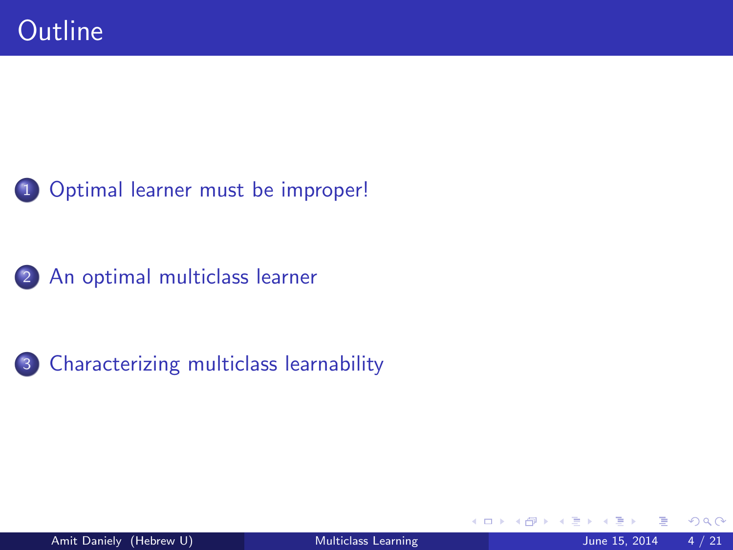# Outline

1. Optimal learner must be improper!

2. An optimal multiclass learner

3. Characterizing multiclass learnability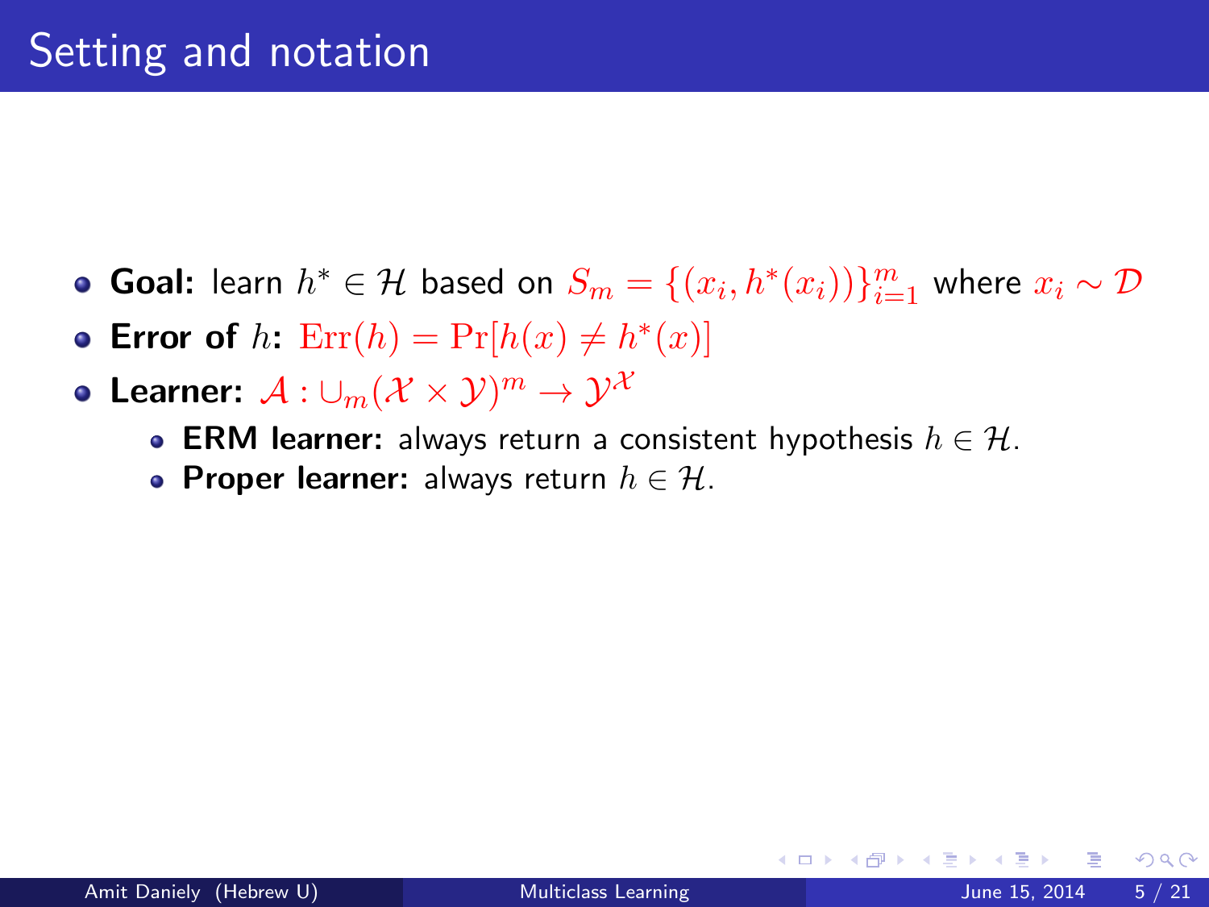# Setting and notation

- **Goal:** learn $h^* \in \mathcal{H}$ based on $S_m = \{(x_i, h^*(x_i))\}_{i=1}^m$ where $x_i \sim \mathcal{D}$
- **Error of $h$:** $\mathrm{Err}(h) = \Pr[h(x) \neq h^*(x)]$
- **Learner:** $\mathcal{A} : \cup_m (\mathcal{X} \times \mathcal{Y})^m \to \mathcal{Y}^{\mathcal{X}}$
  - **ERM learner:** always return a consistent hypothesis $h \in \mathcal{H}$.
  - **Proper learner:** always return $h \in \mathcal{H}$.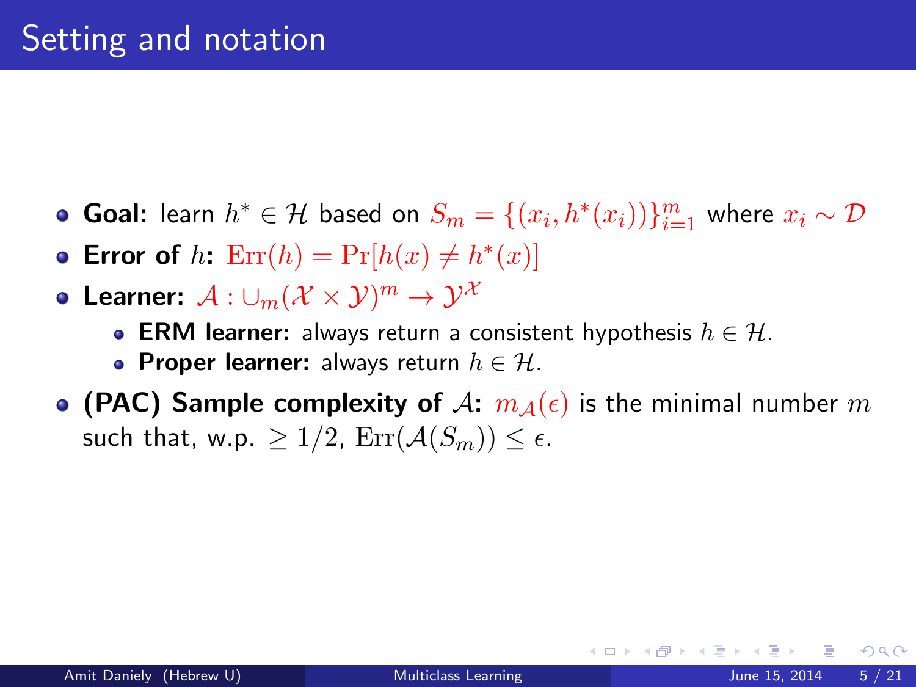# Setting and notation

- **Goal:** learn $h^* \in \mathcal{H}$ based on $S_m = \{(x_i, h^*(x_i))\}_{i=1}^m$ where $x_i \sim \mathcal{D}$
- **Error of $h$:** $\mathrm{Err}(h) = \Pr[h(x) \neq h^*(x)]$
- **Learner:** $\mathcal{A} : \cup_m (\mathcal{X} \times \mathcal{Y})^m \to \mathcal{Y}^{\mathcal{X}}$
  - **ERM learner:** always return a consistent hypothesis $h \in \mathcal{H}$.
  - **Proper learner:** always return $h \in \mathcal{H}$.
- **(PAC) Sample complexity of $\mathcal{A}$:** $m_{\mathcal{A}}(\epsilon)$ is the minimal number $m$ such that, w.p. $\geq 1/2$, $\mathrm{Err}(\mathcal{A}(S_m)) \leq \epsilon$.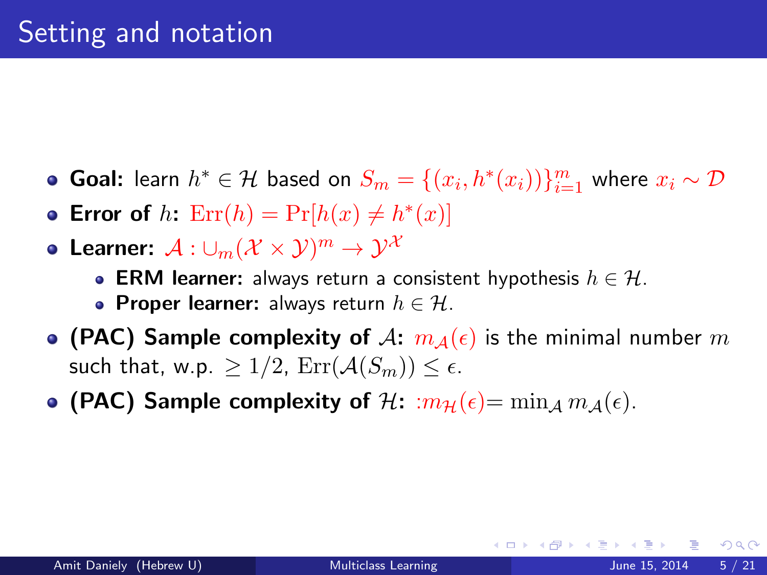# Setting and notation

- **Goal:** learn $h^* \in \mathcal{H}$ based on $S_m = \{(x_i, h^*(x_i))\}_{i=1}^m$ where $x_i \sim \mathcal{D}$
- **Error of** $h$**:** $\mathrm{Err}(h) = \Pr[h(x) \neq h^*(x)]$
- **Learner:** $\mathcal{A} : \cup_m (\mathcal{X} \times \mathcal{Y})^m \to \mathcal{Y}^{\mathcal{X}}$
  - **ERM learner:** always return a consistent hypothesis $h \in \mathcal{H}$.
  - **Proper learner:** always return $h \in \mathcal{H}$.
- **(PAC) Sample complexity of** $\mathcal{A}$**:** $m_{\mathcal{A}}(\epsilon)$ is the minimal number $m$ such that, w.p. $\geq 1/2$, $\mathrm{Err}(\mathcal{A}(S_m)) \leq \epsilon$.
- **(PAC) Sample complexity of** $\mathcal{H}$**:** $:m_{\mathcal{H}}(\epsilon) = \min_{\mathcal{A}} m_{\mathcal{A}}(\epsilon)$.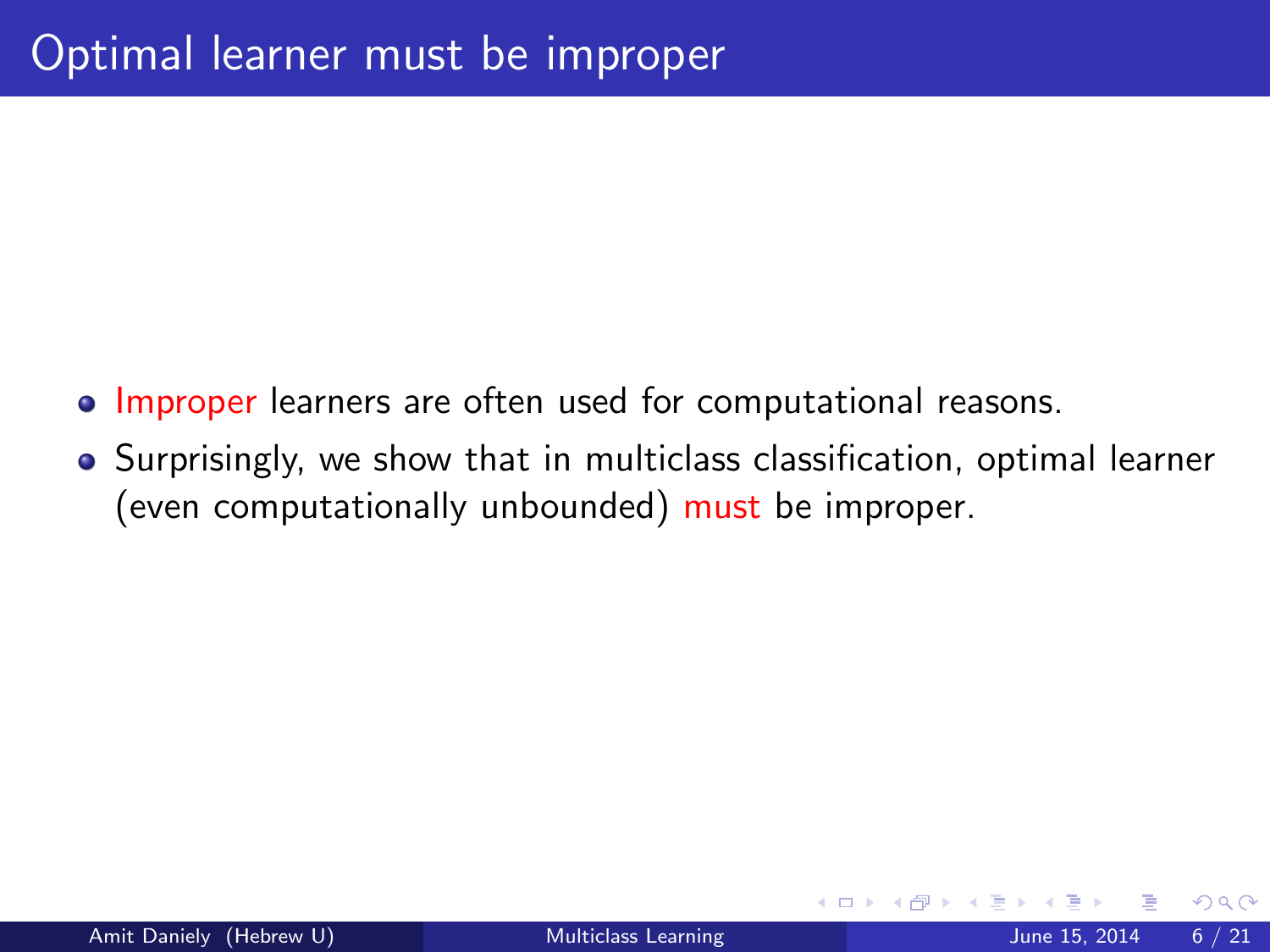# Optimal learner must be improper

- Improper learners are often used for computational reasons.
- Surprisingly, we show that in multiclass classification, optimal learner (even computationally unbounded) must be improper.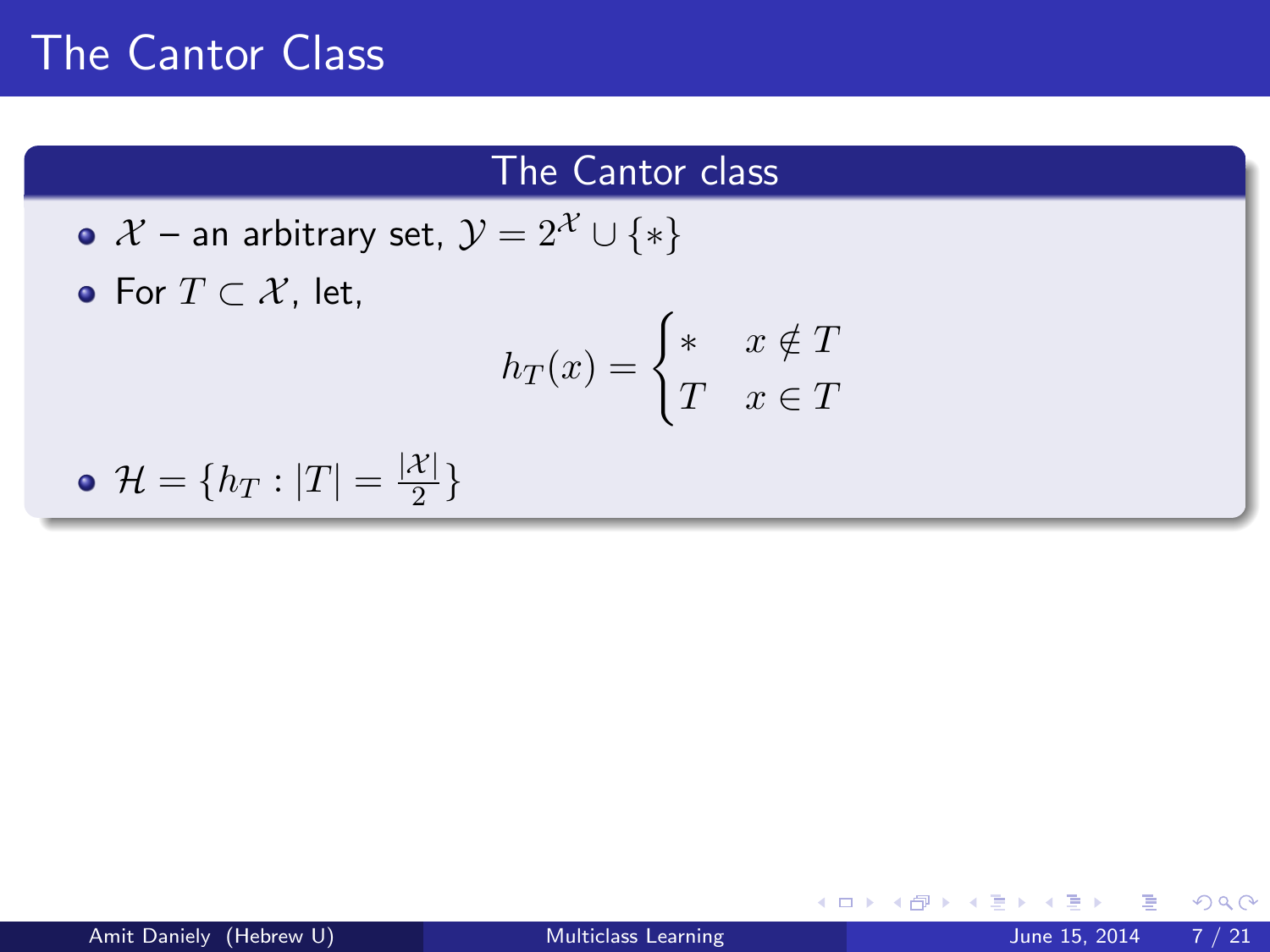# The Cantor Class

## The Cantor class

- $\mathcal{X}$ – an arbitrary set, $\mathcal{Y} = 2^{\mathcal{X}} \cup \{*\}$
- For $T \subset \mathcal{X}$, let,

$$h_T(x) = \begin{cases} * & x \notin T \\ T & x \in T \end{cases}$$

- $\mathcal{H} = \{h_T : |T| = \frac{|\mathcal{X}|}{2}\}$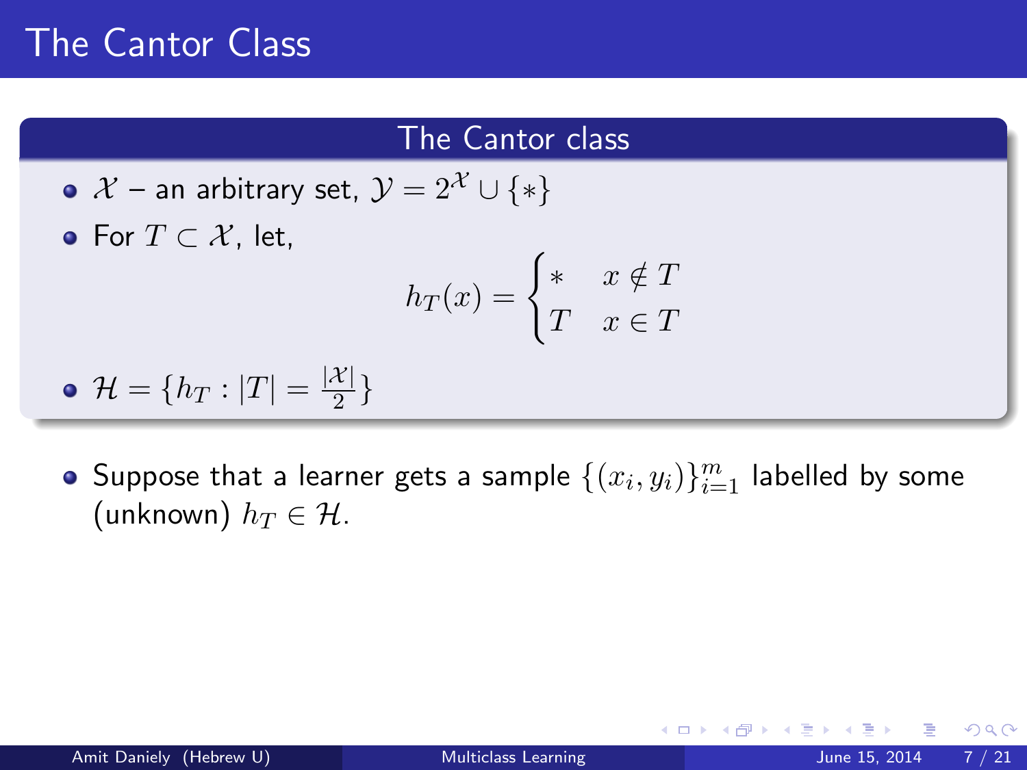# The Cantor Class

## The Cantor class

- $\mathcal{X}$ – an arbitrary set, $\mathcal{Y} = 2^{\mathcal{X}} \cup \{*\}$
- For $T \subset \mathcal{X}$, let,

$$h_T(x) = \begin{cases} * & x \notin T \\ T & x \in T \end{cases}$$

- $\mathcal{H} = \{h_T : |T| = \frac{|\mathcal{X}|}{2}\}$

- Suppose that a learner gets a sample $\{(x_i, y_i)\}_{i=1}^m$ labelled by some (unknown) $h_T \in \mathcal{H}$.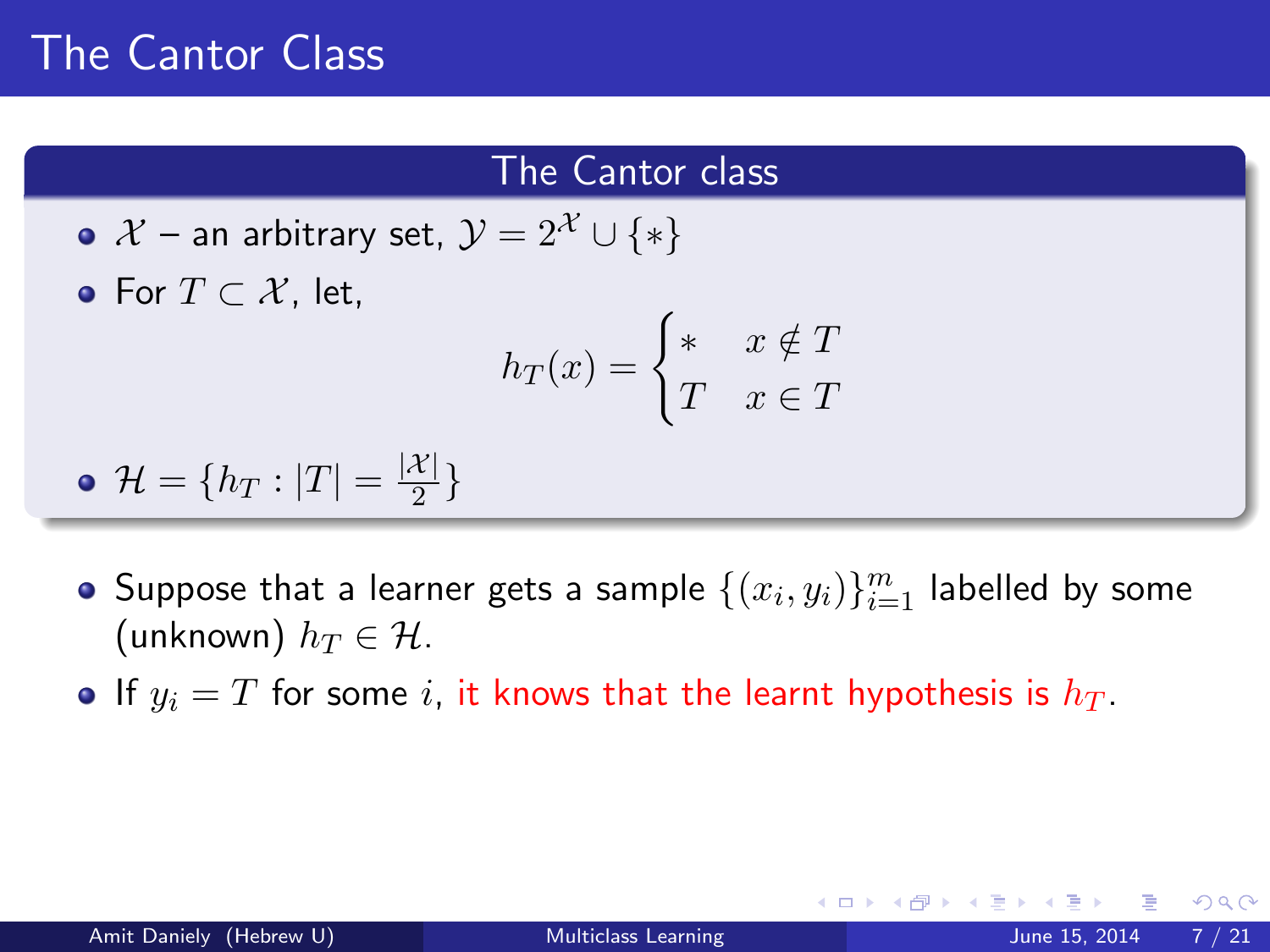# The Cantor Class

## The Cantor class

- $\mathcal{X}$ – an arbitrary set, $\mathcal{Y} = 2^{\mathcal{X}} \cup \{*\}$
- For $T \subset \mathcal{X}$, let,

$$h_T(x) = \begin{cases} * & x \notin T \\ T & x \in T \end{cases}$$

- $\mathcal{H} = \{h_T : |T| = \frac{|\mathcal{X}|}{2}\}$

---

- Suppose that a learner gets a sample $\{(x_i, y_i)\}_{i=1}^{m}$ labelled by some (unknown) $h_T \in \mathcal{H}$.
- If $y_i = T$ for some $i$, it knows that the learnt hypothesis is $h_T$.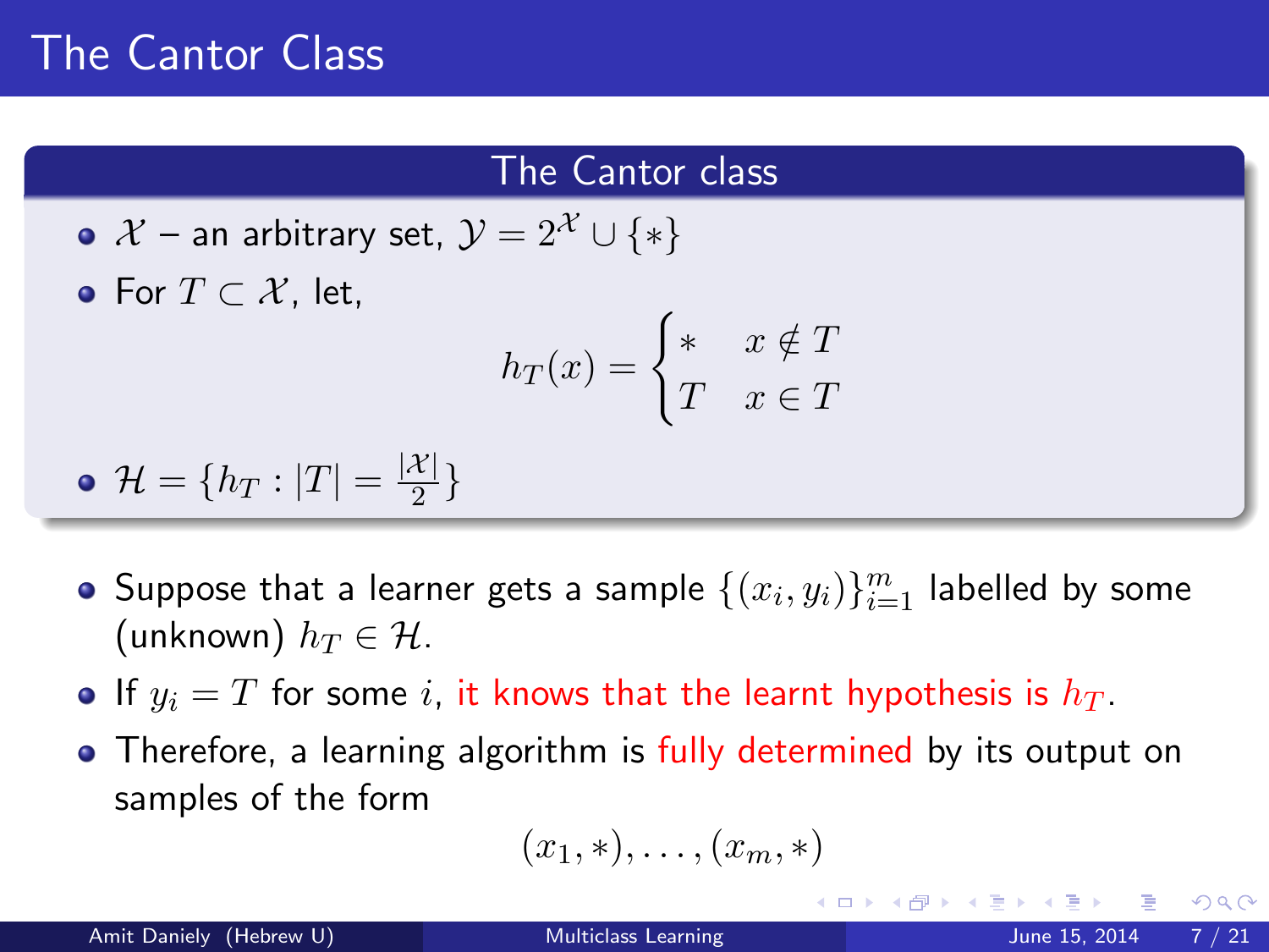# The Cantor Class

## The Cantor class

- $\mathcal{X}$ – an arbitrary set, $\mathcal{Y} = 2^{\mathcal{X}} \cup \{*\}$
- For $T \subset \mathcal{X}$, let,

$$h_T(x) = \begin{cases} * & x \notin T \\ T & x \in T \end{cases}$$

- $\mathcal{H} = \{h_T : |T| = \frac{|\mathcal{X}|}{2}\}$

---

- Suppose that a learner gets a sample $\{(x_i, y_i)\}_{i=1}^m$ labelled by some (unknown) $h_T \in \mathcal{H}$.
- If $y_i = T$ for some $i$, it knows that the learnt hypothesis is $h_T$.
- Therefore, a learning algorithm is fully determined by its output on samples of the form

$$(x_1, *), \ldots, (x_m, *)$$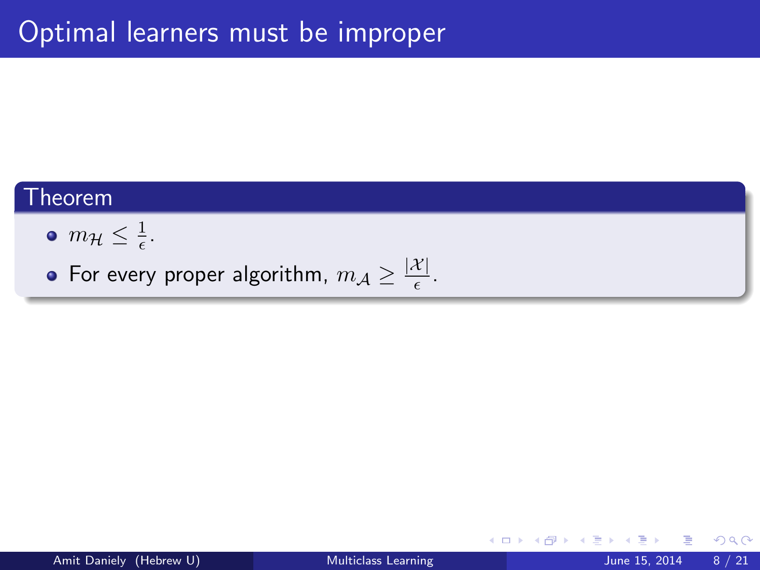# Optimal learners must be improper

**Theorem**

- $m_{\mathcal{H}} \leq \frac{1}{\epsilon}$.
- For every proper algorithm, $m_{\mathcal{A}} \geq \frac{|\mathcal{X}|}{\epsilon}$.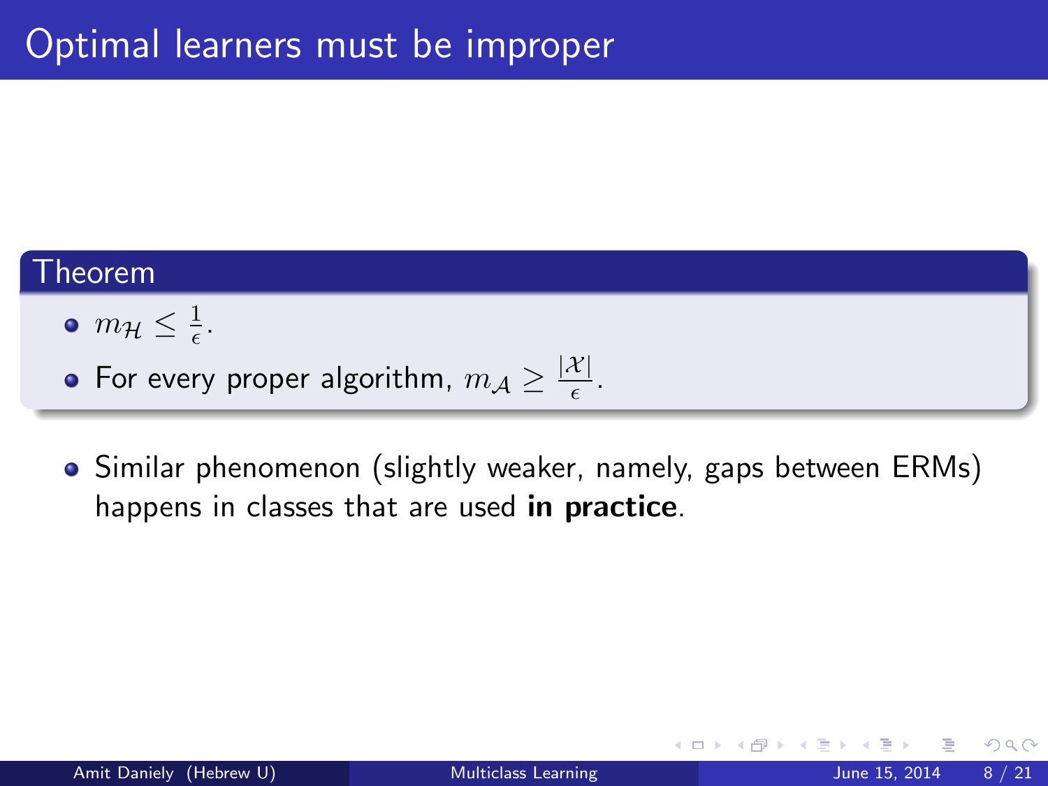# Optimal learners must be improper

**Theorem**

- $m_{\mathcal{H}} \leq \frac{1}{\epsilon}$.
- For every proper algorithm, $m_{\mathcal{A}} \geq \frac{|\mathcal{X}|}{\epsilon}$.

- Similar phenomenon (slightly weaker, namely, gaps between ERMs) happens in classes that are used **in practice**.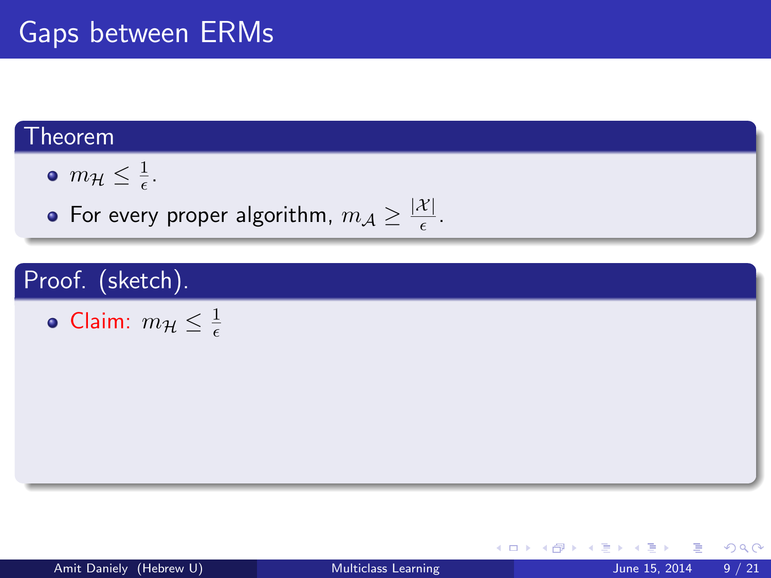# Gaps between ERMs

**Theorem**

- $m_{\mathcal{H}} \leq \frac{1}{\epsilon}$.
- For every proper algorithm, $m_{\mathcal{A}} \geq \frac{|\mathcal{X}|}{\epsilon}$.

**Proof. (sketch).**

- Claim: $m_{\mathcal{H}} \leq \frac{1}{\epsilon}$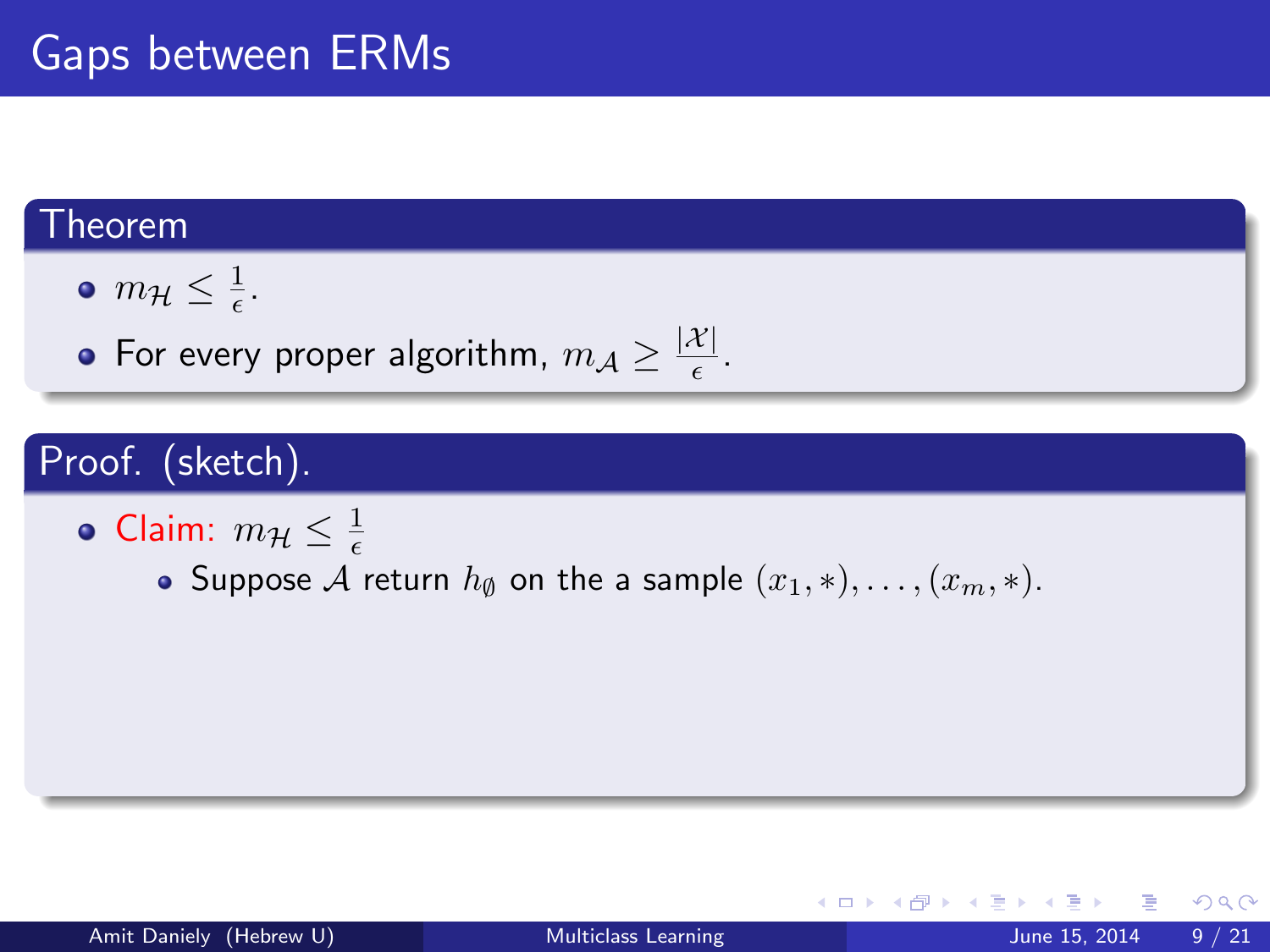# Gaps between ERMs

**Theorem**

- $m_{\mathcal{H}} \leq \frac{1}{\epsilon}$.
- For every proper algorithm, $m_{\mathcal{A}} \geq \frac{|\mathcal{X}|}{\epsilon}$.

**Proof. (sketch).**

- Claim: $m_{\mathcal{H}} \leq \frac{1}{\epsilon}$
  - Suppose $\mathcal{A}$ return $h_{\emptyset}$ on the a sample $(x_1, *), \ldots, (x_m, *)$.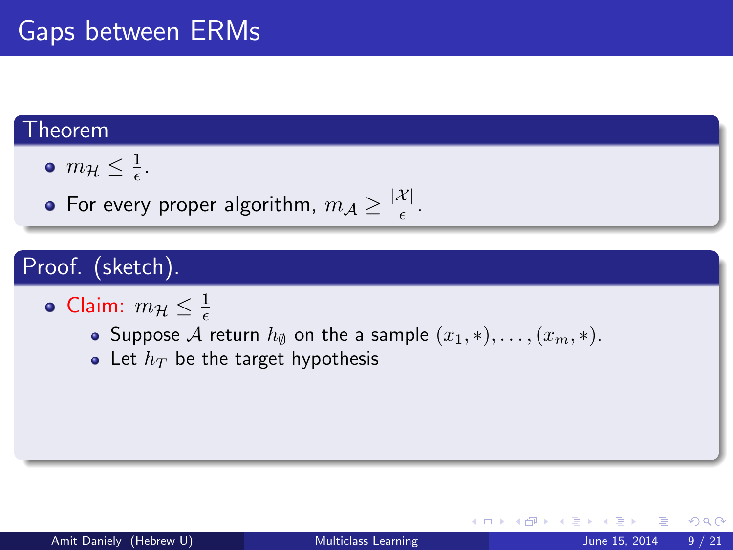# Gaps between ERMs

## Theorem

- $m_{\mathcal{H}} \leq \frac{1}{\epsilon}$.
- For every proper algorithm, $m_{\mathcal{A}} \geq \frac{|\mathcal{X}|}{\epsilon}$.

## Proof. (sketch).

- Claim: $m_{\mathcal{H}} \leq \frac{1}{\epsilon}$
  - Suppose $\mathcal{A}$ return $h_{\emptyset}$ on the a sample $(x_1, *), \ldots, (x_m, *)$.
  - Let $h_T$ be the target hypothesis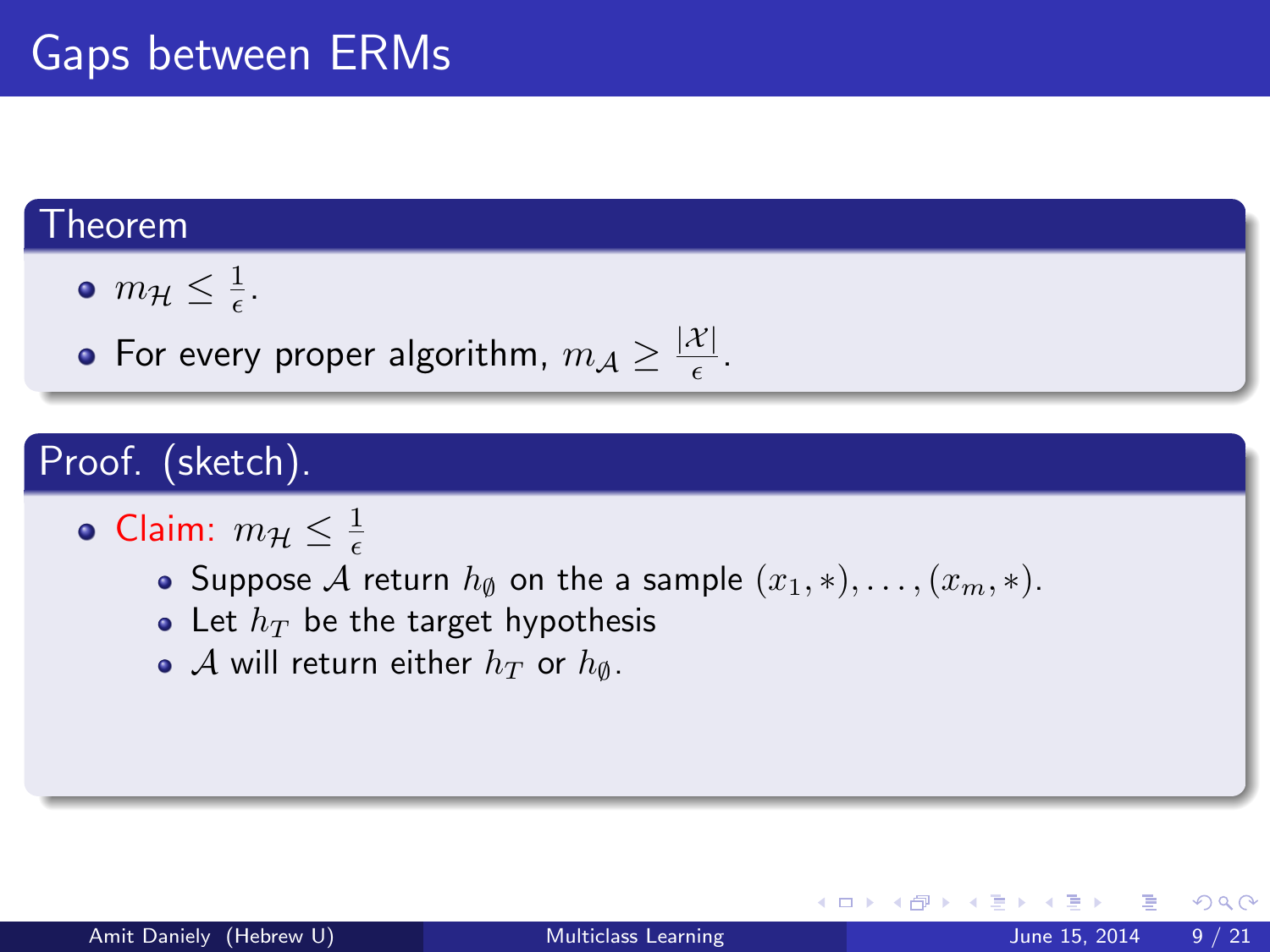# Gaps between ERMs

**Theorem**

- $m_{\mathcal{H}} \leq \frac{1}{\epsilon}$.
- For every proper algorithm, $m_{\mathcal{A}} \geq \frac{|\mathcal{X}|}{\epsilon}$.

**Proof. (sketch).**

- Claim: $m_{\mathcal{H}} \leq \frac{1}{\epsilon}$
  - Suppose $\mathcal{A}$ return $h_{\emptyset}$ on the a sample $(x_1, *), \ldots, (x_m, *)$.
  - Let $h_T$ be the target hypothesis
  - $\mathcal{A}$ will return either $h_T$ or $h_{\emptyset}$.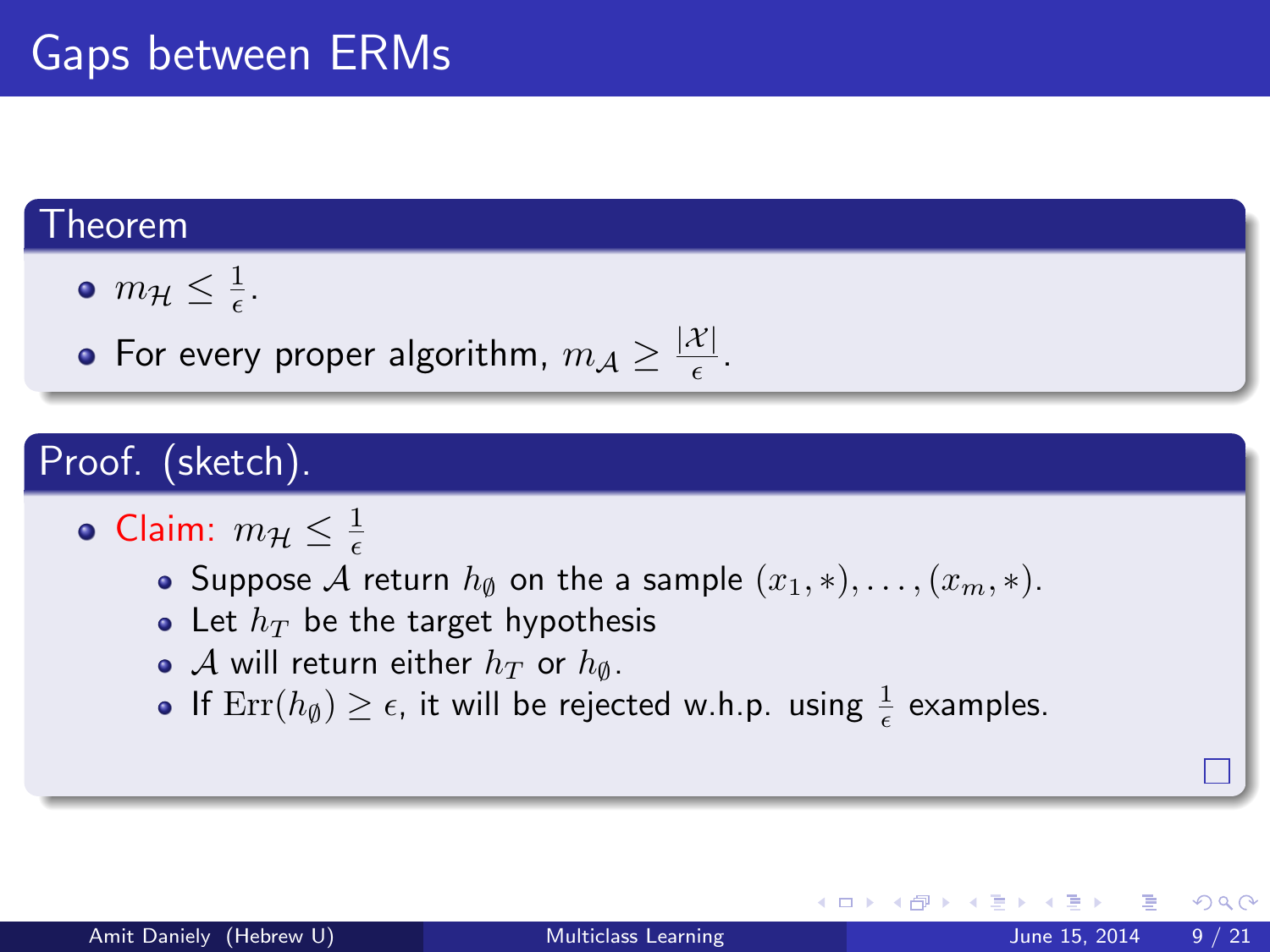# Gaps between ERMs

## Theorem

- $m_{\mathcal{H}} \leq \frac{1}{\epsilon}$.
- For every proper algorithm, $m_{\mathcal{A}} \geq \frac{|\mathcal{X}|}{\epsilon}$.

## Proof. (sketch).

- Claim: $m_{\mathcal{H}} \leq \frac{1}{\epsilon}$
  - Suppose $\mathcal{A}$ return $h_{\emptyset}$ on the a sample $(x_1, *), \ldots, (x_m, *)$.
  - Let $h_T$ be the target hypothesis
  - $\mathcal{A}$ will return either $h_T$ or $h_{\emptyset}$.
  - If $\mathrm{Err}(h_{\emptyset}) \geq \epsilon$, it will be rejected w.h.p. using $\frac{1}{\epsilon}$ examples.

□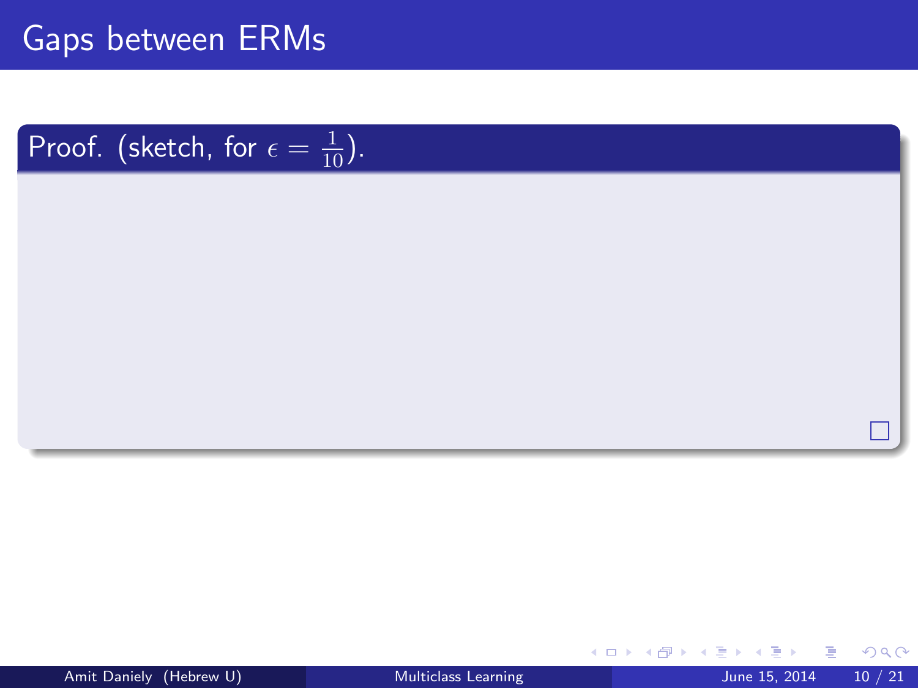# Gaps between ERMs

**Proof.** (sketch, for $\epsilon = \frac{1}{10}$).

$\square$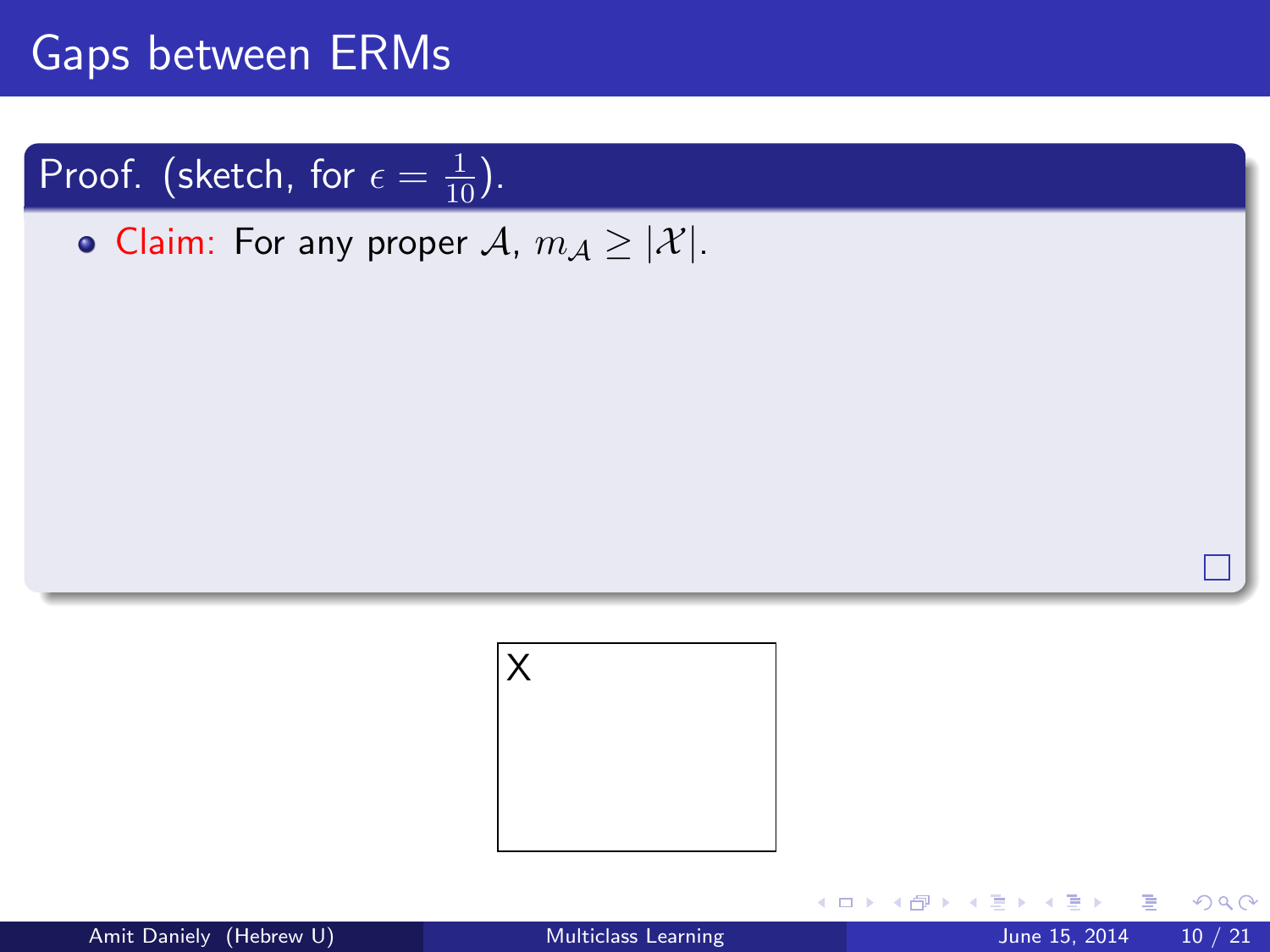# Gaps between ERMs

**Proof.** (sketch, for $\epsilon = \frac{1}{10}$).

- Claim: For any proper $\mathcal{A}$, $m_{\mathcal{A}} \geq |\mathcal{X}|$.

□

X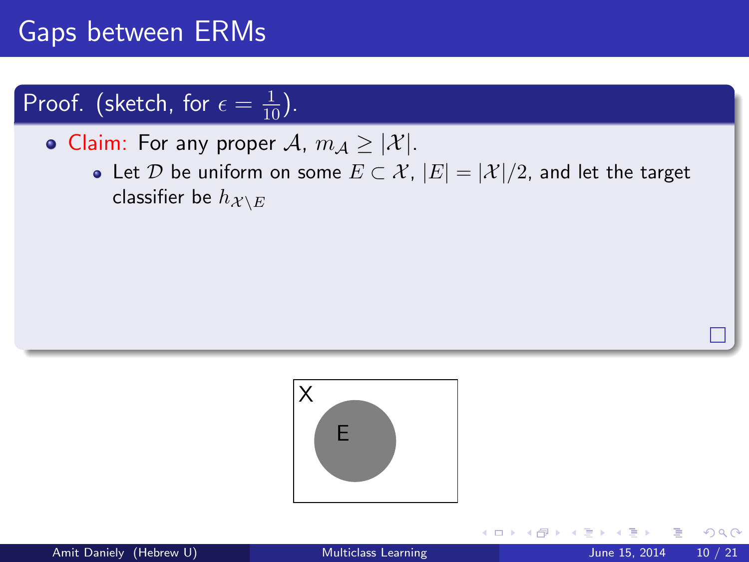# Gaps between ERMs

**Proof.** (sketch, for $\epsilon = \frac{1}{10}$).

- Claim: For any proper $\mathcal{A}$, $m_{\mathcal{A}} \geq |\mathcal{X}|$.
  - Let $\mathcal{D}$ be uniform on some $E \subset \mathcal{X}$, $|E| = |\mathcal{X}|/2$, and let the target classifier be $h_{\mathcal{X} \setminus E}$

□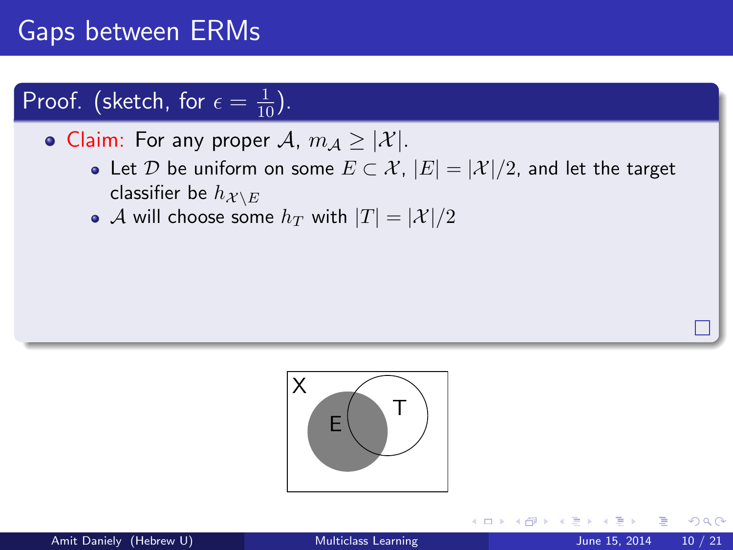# Gaps between ERMs

**Proof.** (sketch, for $\epsilon = \frac{1}{10}$).

- **Claim:** For any proper $\mathcal{A}$, $m_{\mathcal{A}} \geq |\mathcal{X}|$.
  - Let $\mathcal{D}$ be uniform on some $E \subset \mathcal{X}$, $|E| = |\mathcal{X}|/2$, and let the target classifier be $h_{\mathcal{X} \setminus E}$
  - $\mathcal{A}$ will choose some $h_T$ with $|T| = |\mathcal{X}|/2$

X

E

T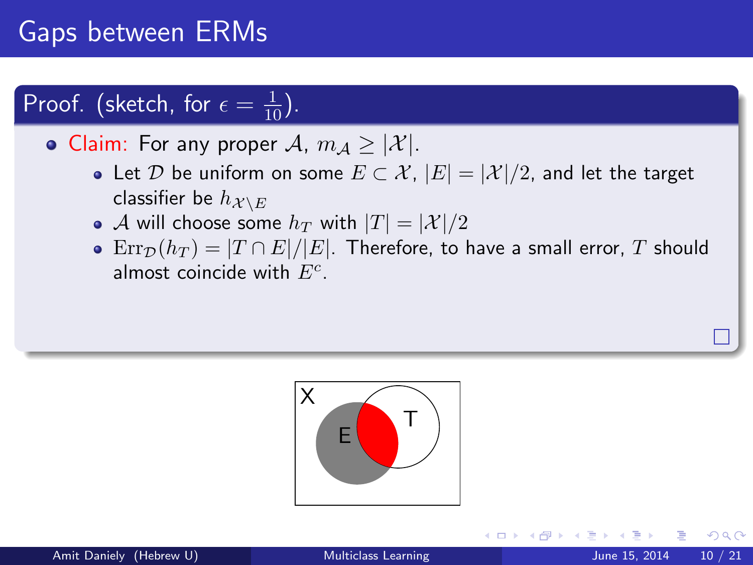# Gaps between ERMs

**Proof.** (sketch, for $\epsilon = \frac{1}{10}$).

- **Claim:** For any proper $\mathcal{A}$, $m_{\mathcal{A}} \geq |\mathcal{X}|$.
  - Let $\mathcal{D}$ be uniform on some $E \subset \mathcal{X}$, $|E| = |\mathcal{X}|/2$, and let the target classifier be $h_{\mathcal{X} \setminus E}$
  - $\mathcal{A}$ will choose some $h_T$ with $|T| = |\mathcal{X}|/2$
  - $\mathrm{Err}_{\mathcal{D}}(h_T) = |T \cap E|/|E|$. Therefore, to have a small error, $T$ should almost coincide with $E^c$.

□

X

E

T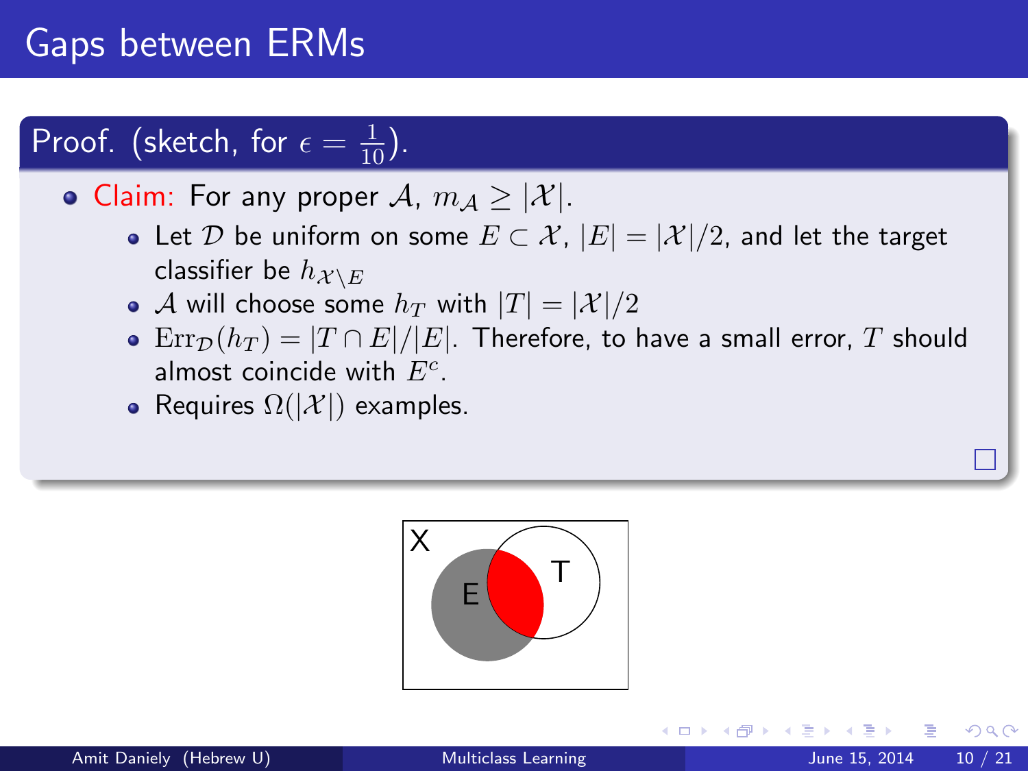# Gaps between ERMs

**Proof.** (sketch, for $\epsilon = \frac{1}{10}$).

- Claim: For any proper $\mathcal{A}$, $m_{\mathcal{A}} \geq |\mathcal{X}|$.
  - Let $\mathcal{D}$ be uniform on some $E \subset \mathcal{X}$, $|E| = |\mathcal{X}|/2$, and let the target classifier be $h_{\mathcal{X} \setminus E}$
  - $\mathcal{A}$ will choose some $h_T$ with $|T| = |\mathcal{X}|/2$
  - $\mathrm{Err}_{\mathcal{D}}(h_T) = |T \cap E|/|E|$. Therefore, to have a small error, $T$ should almost coincide with $E^c$.
  - Requires $\Omega(|\mathcal{X}|)$ examples.

□

X

E

T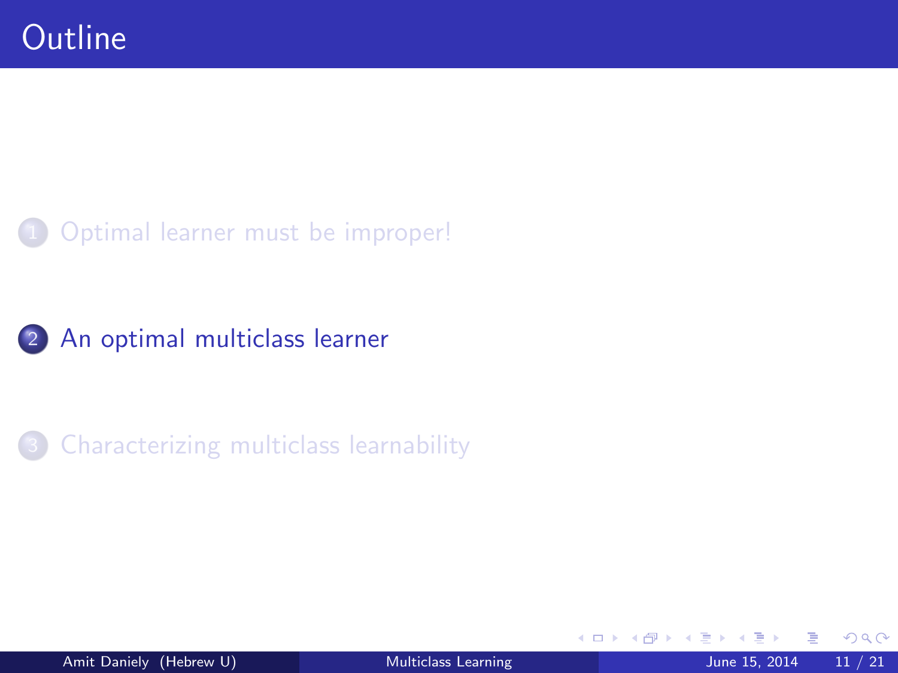# Outline

1. Optimal learner must be improper!

2. An optimal multiclass learner

3. Characterizing multiclass learnability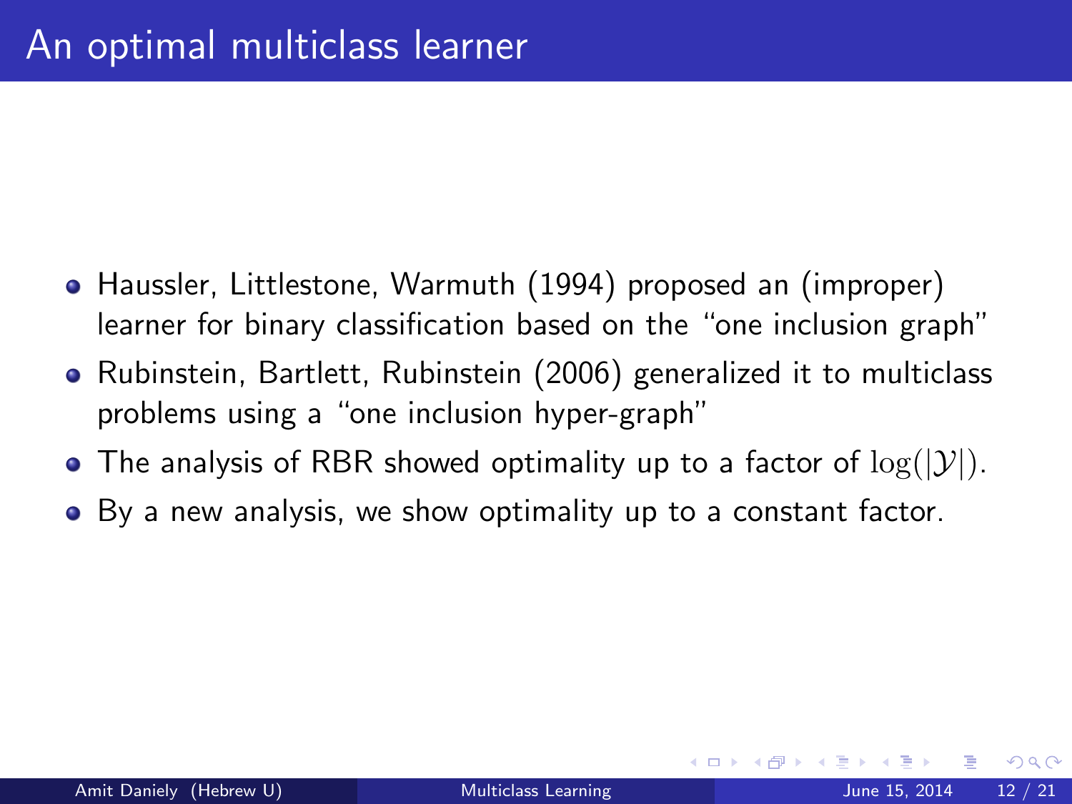# An optimal multiclass learner

- Haussler, Littlestone, Warmuth (1994) proposed an (improper) learner for binary classification based on the "one inclusion graph"
- Rubinstein, Bartlett, Rubinstein (2006) generalized it to multiclass problems using a "one inclusion hyper-graph"
- The analysis of RBR showed optimality up to a factor of $\log(|\mathcal{Y}|)$.
- By a new analysis, we show optimality up to a constant factor.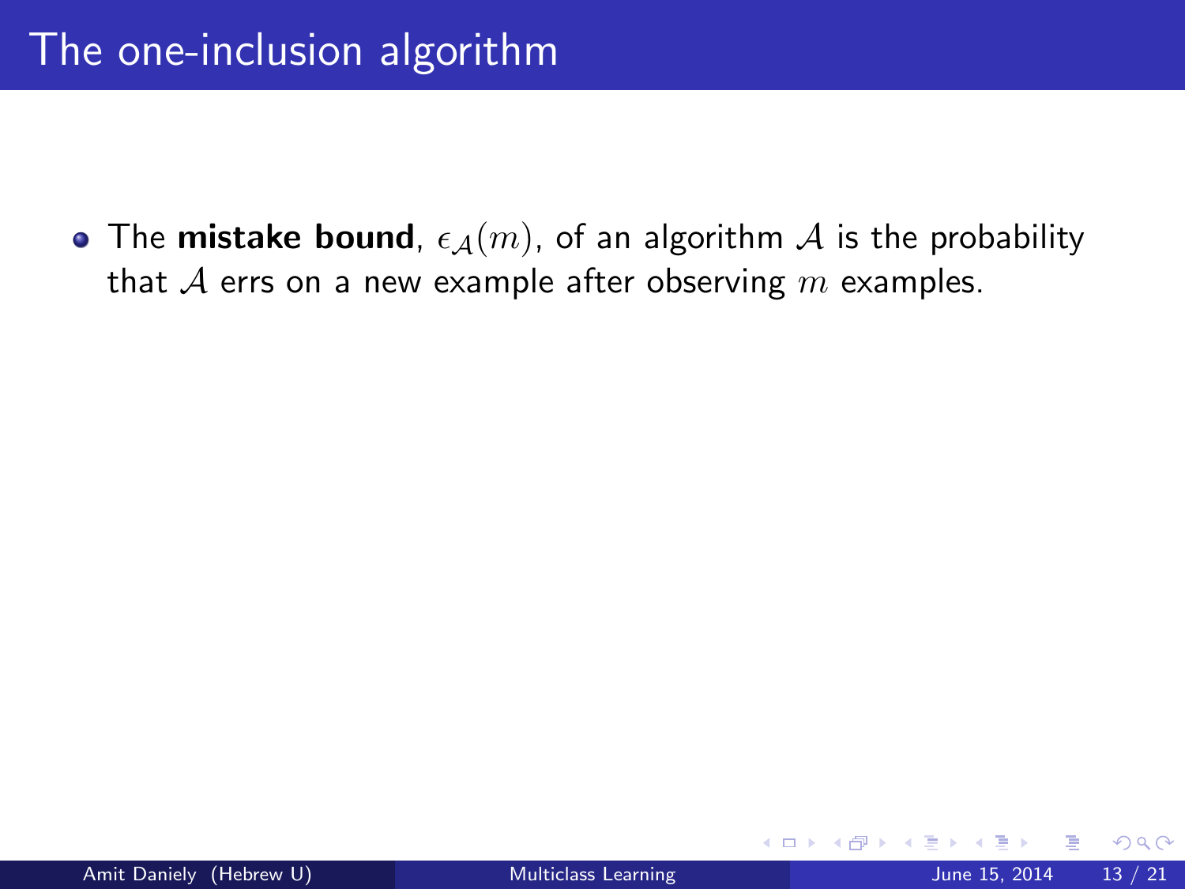# The one-inclusion algorithm

- The **mistake bound**, $\epsilon_{\mathcal{A}}(m)$, of an algorithm $\mathcal{A}$ is the probability that $\mathcal{A}$ errs on a new example after observing $m$ examples.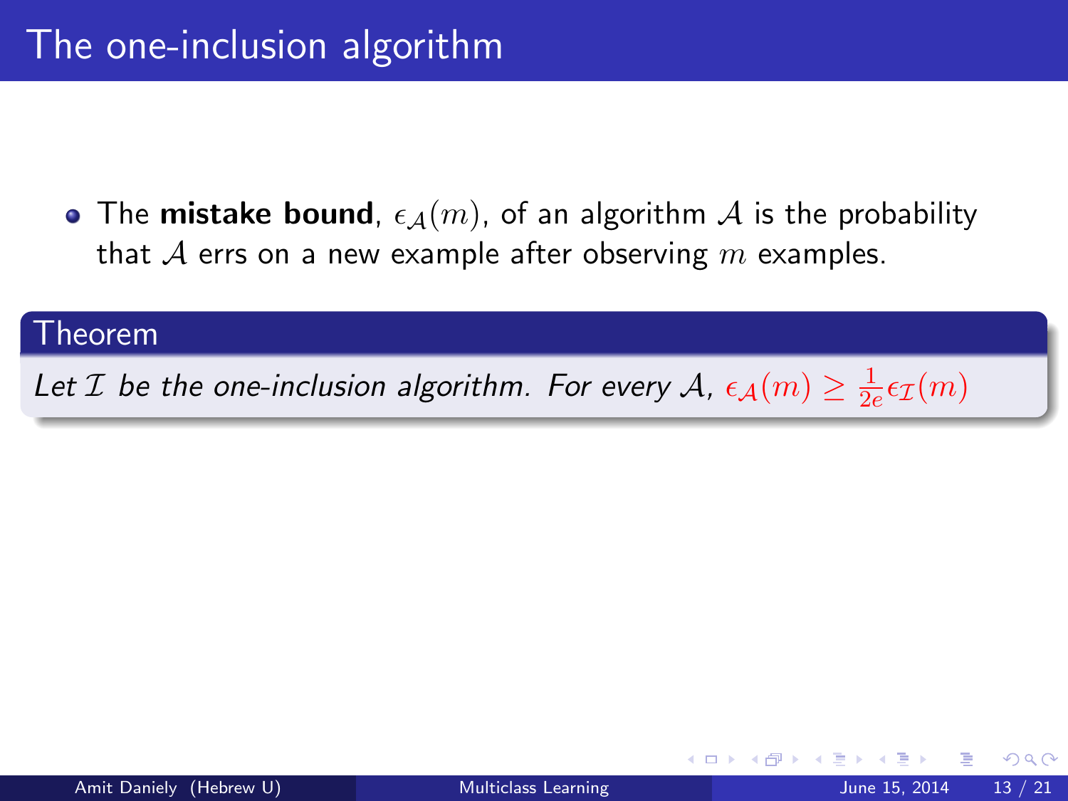# The one-inclusion algorithm

- The **mistake bound**, $\epsilon_{\mathcal{A}}(m)$, of an algorithm $\mathcal{A}$ is the probability that $\mathcal{A}$ errs on a new example after observing $m$ examples.

**Theorem**

*Let $\mathcal{I}$ be the one-inclusion algorithm. For every $\mathcal{A}$,* $\epsilon_{\mathcal{A}}(m) \geq \frac{1}{2e}\epsilon_{\mathcal{I}}(m)$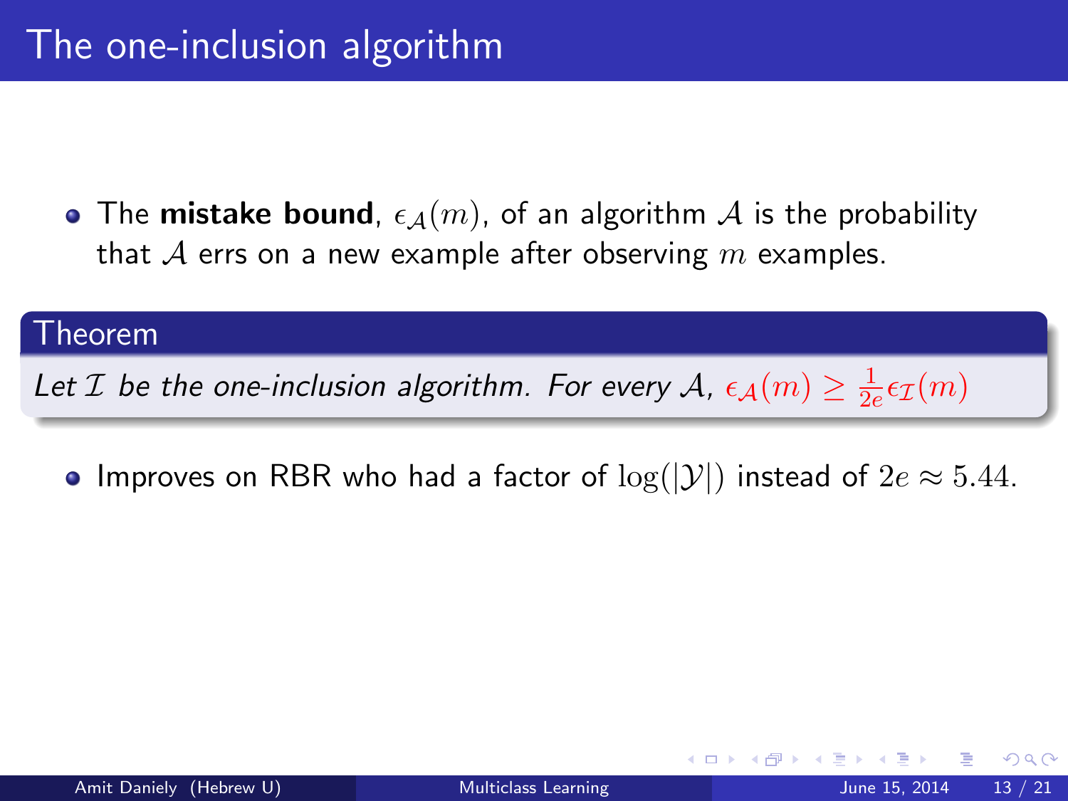# The one-inclusion algorithm

- The **mistake bound**, $\epsilon_{\mathcal{A}}(m)$, of an algorithm $\mathcal{A}$ is the probability that $\mathcal{A}$ errs on a new example after observing $m$ examples.

**Theorem**

*Let $\mathcal{I}$ be the one-inclusion algorithm. For every $\mathcal{A}$,* $\epsilon_{\mathcal{A}}(m) \geq \frac{1}{2e}\epsilon_{\mathcal{I}}(m)$

- Improves on RBR who had a factor of $\log(|\mathcal{Y}|)$ instead of $2e \approx 5.44$.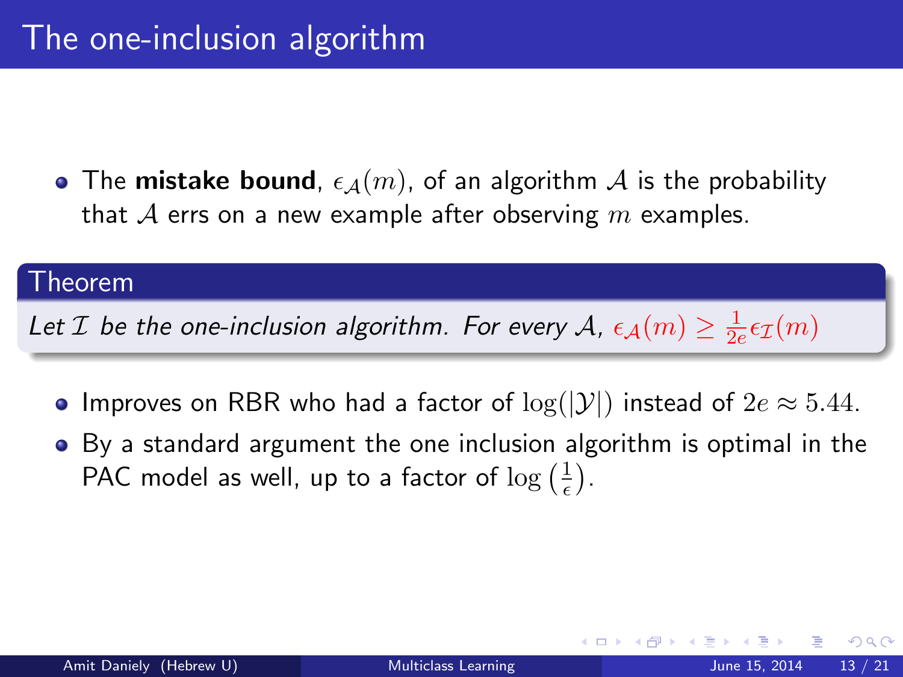# The one-inclusion algorithm

- The **mistake bound**, $\epsilon_{\mathcal{A}}(m)$, of an algorithm $\mathcal{A}$ is the probability that $\mathcal{A}$ errs on a new example after observing $m$ examples.

**Theorem**

*Let $\mathcal{I}$ be the one-inclusion algorithm. For every $\mathcal{A}$, $\epsilon_{\mathcal{A}}(m) \geq \frac{1}{2e}\epsilon_{\mathcal{I}}(m)$*

- Improves on RBR who had a factor of $\log(|\mathcal{Y}|)$ instead of $2e \approx 5.44$.
- By a standard argument the one inclusion algorithm is optimal in the PAC model as well, up to a factor of $\log\left(\frac{1}{\epsilon}\right)$.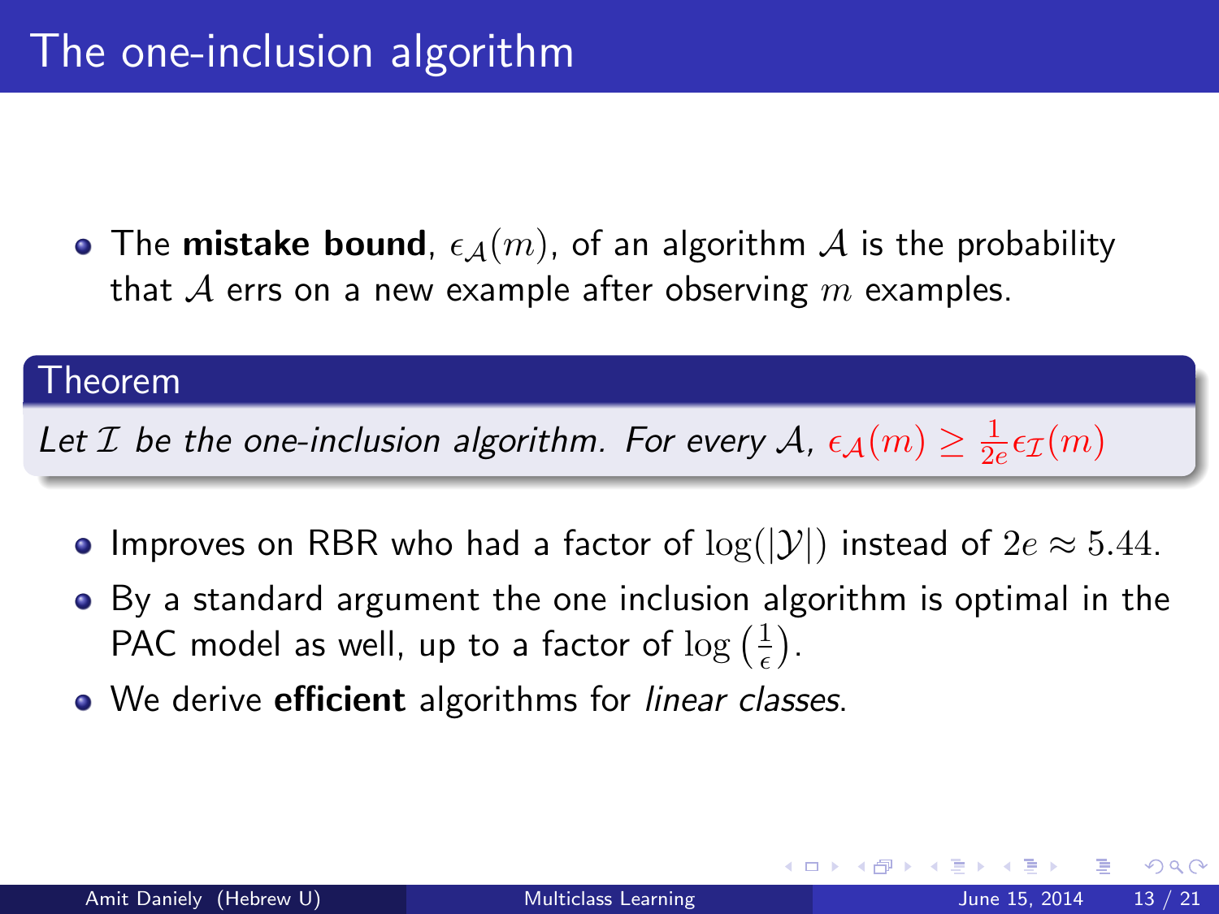# The one-inclusion algorithm

- The **mistake bound**, $\epsilon_{\mathcal{A}}(m)$, of an algorithm $\mathcal{A}$ is the probability that $\mathcal{A}$ errs on a new example after observing $m$ examples.

**Theorem**

*Let $\mathcal{I}$ be the one-inclusion algorithm. For every $\mathcal{A}$,* $\epsilon_{\mathcal{A}}(m) \geq \frac{1}{2e}\epsilon_{\mathcal{I}}(m)$

- Improves on RBR who had a factor of $\log(|\mathcal{Y}|)$ instead of $2e \approx 5.44$.
- By a standard argument the one inclusion algorithm is optimal in the PAC model as well, up to a factor of $\log\left(\frac{1}{\epsilon}\right)$.
- We derive **efficient** algorithms for *linear classes*.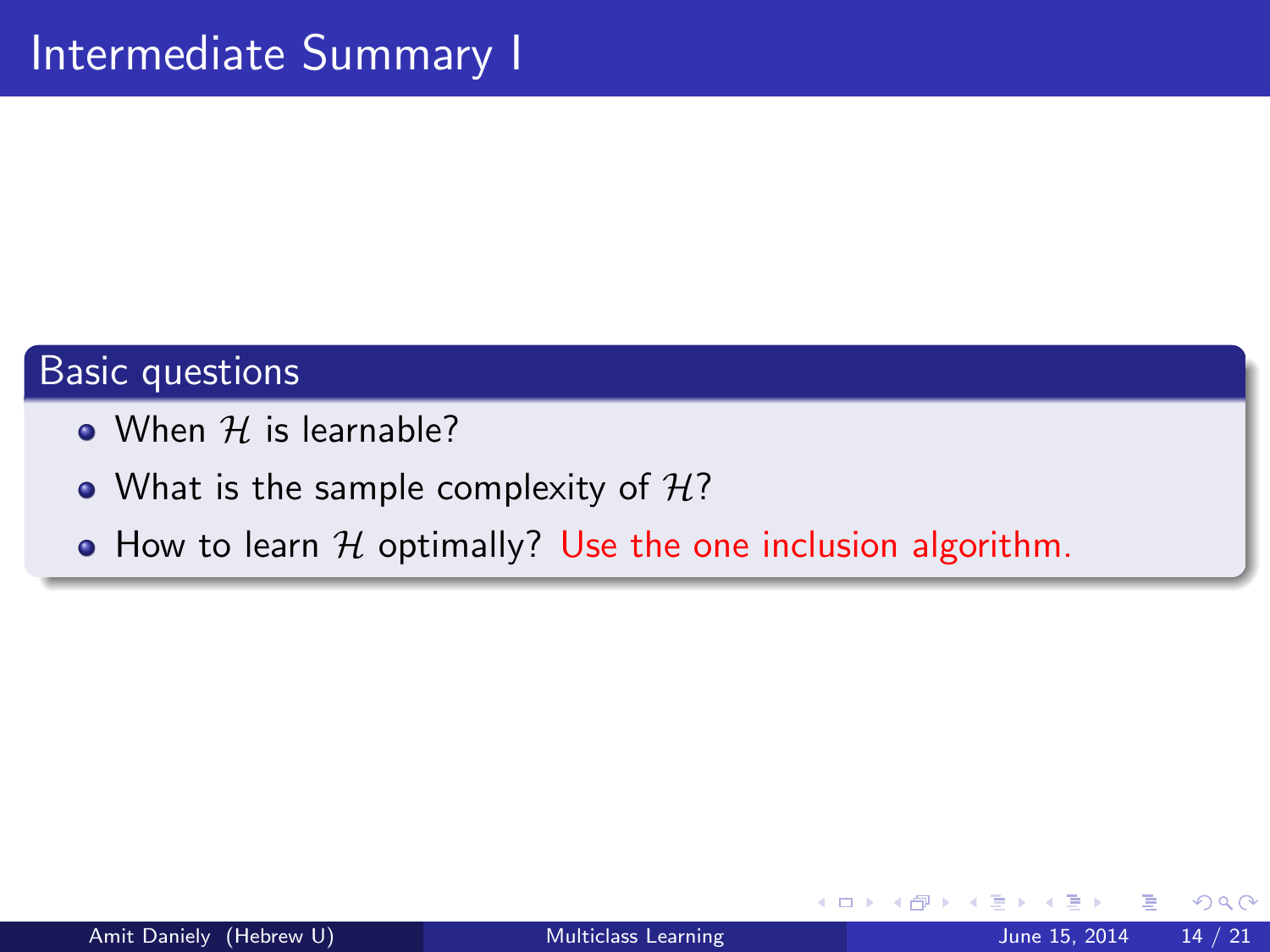# Intermediate Summary I

## Basic questions

- When $\mathcal{H}$ is learnable?
- What is the sample complexity of $\mathcal{H}$?
- How to learn $\mathcal{H}$ optimally? Use the one inclusion algorithm.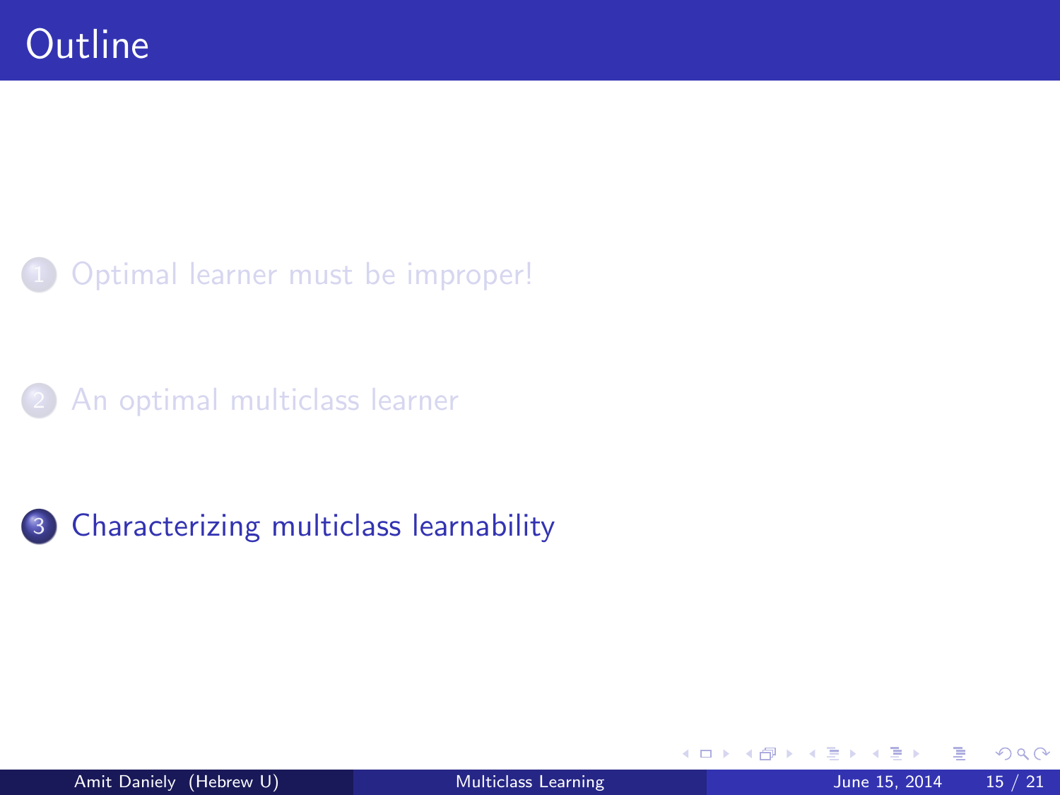# Outline

1. Optimal learner must be improper!

2. An optimal multiclass learner

3. Characterizing multiclass learnability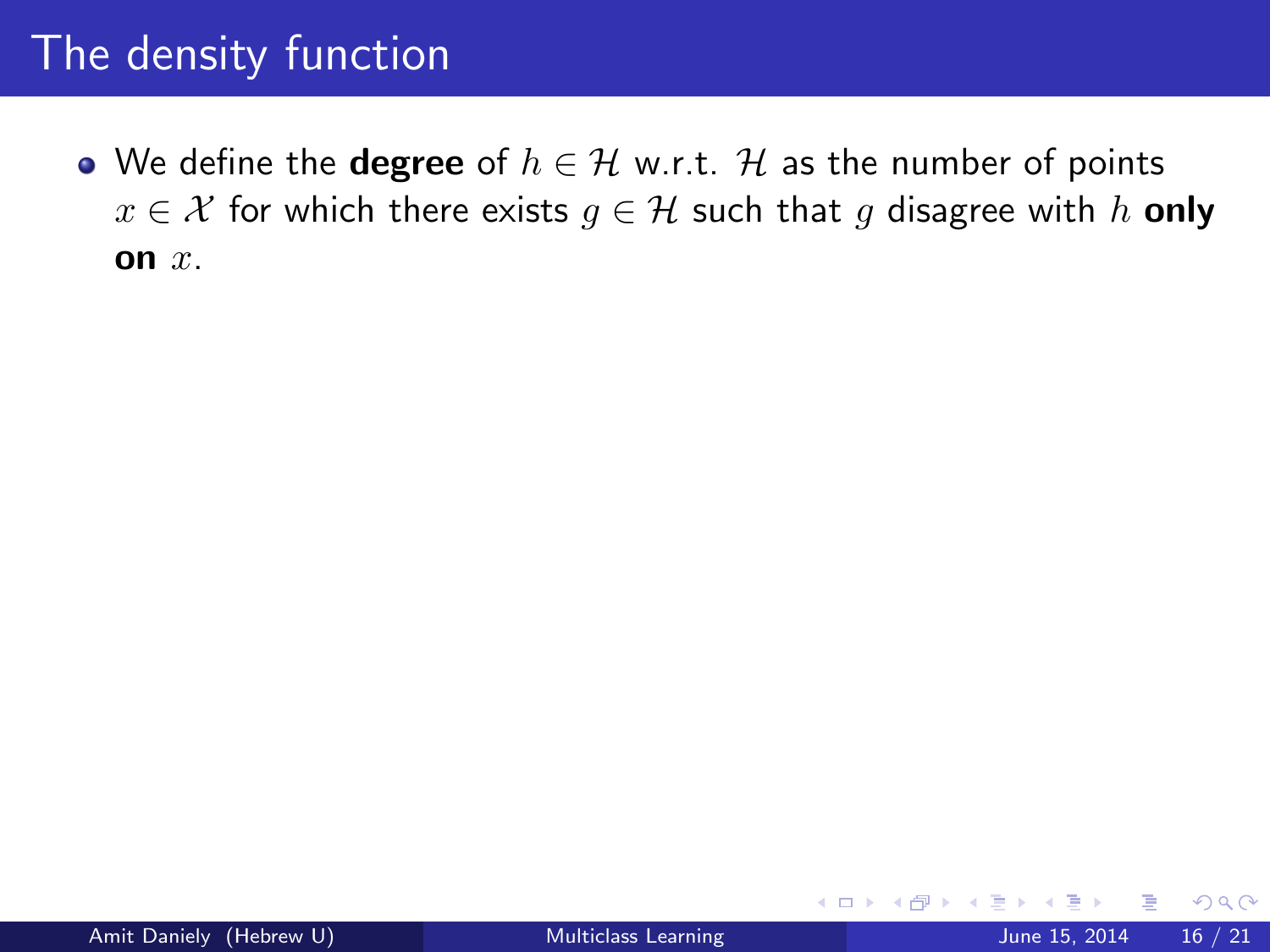# The density function

- We define the **degree** of $h \in \mathcal{H}$ w.r.t. $\mathcal{H}$ as the number of points $x \in \mathcal{X}$ for which there exists $g \in \mathcal{H}$ such that $g$ disagree with $h$ **only on** $x$.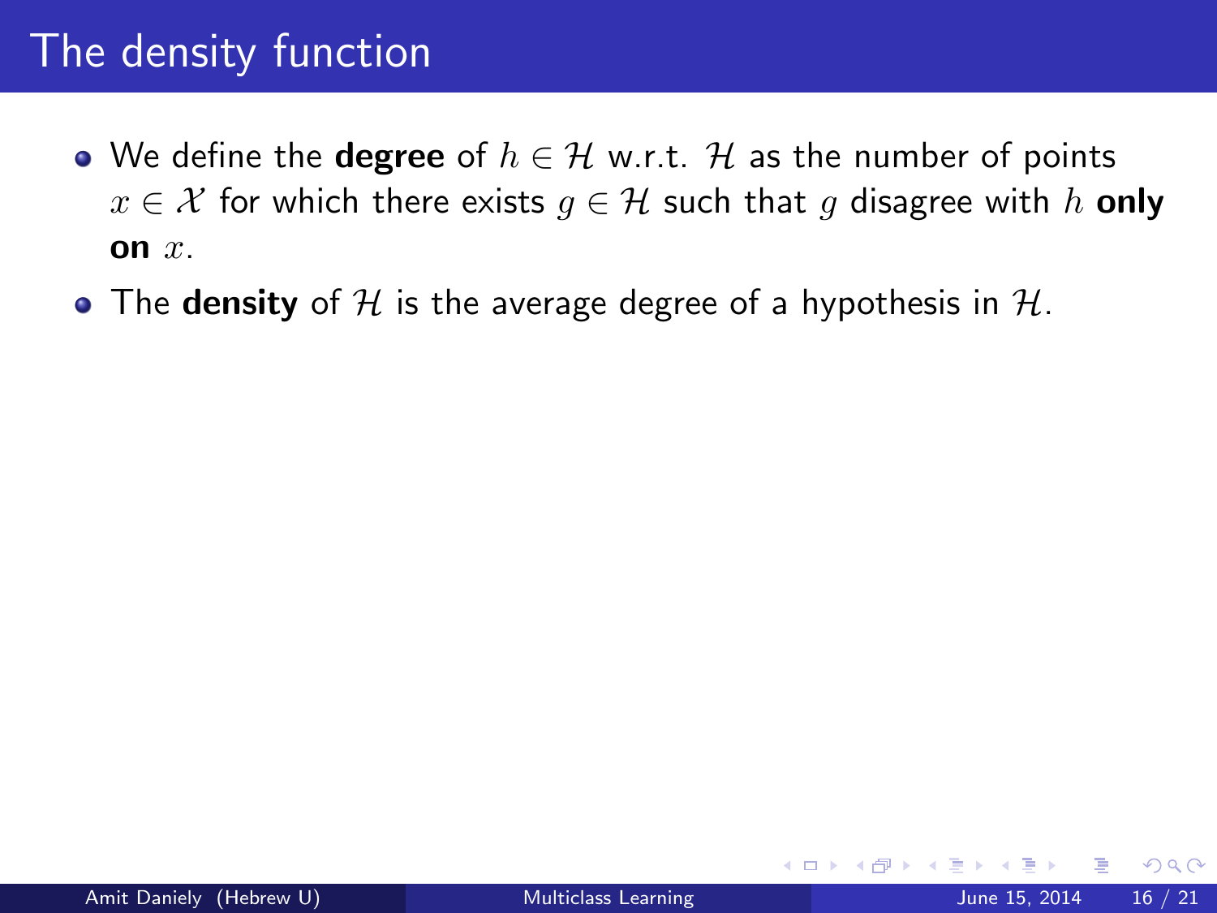# The density function

- We define the **degree** of $h \in \mathcal{H}$ w.r.t. $\mathcal{H}$ as the number of points $x \in \mathcal{X}$ for which there exists $g \in \mathcal{H}$ such that $g$ disagree with $h$ **only on** $x$.
- The **density** of $\mathcal{H}$ is the average degree of a hypothesis in $\mathcal{H}$.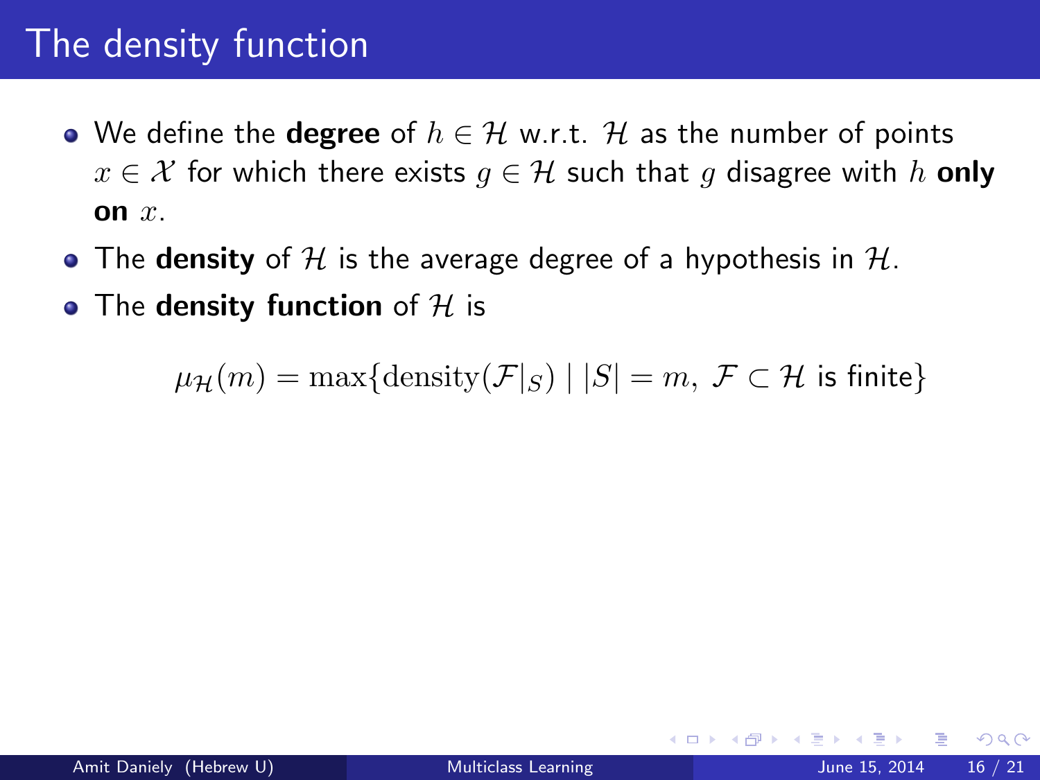# The density function

- We define the **degree** of $h \in \mathcal{H}$ w.r.t. $\mathcal{H}$ as the number of points $x \in \mathcal{X}$ for which there exists $g \in \mathcal{H}$ such that $g$ disagree with $h$ **only on** $x$.
- The **density** of $\mathcal{H}$ is the average degree of a hypothesis in $\mathcal{H}$.
- The **density function** of $\mathcal{H}$ is

$$\mu_{\mathcal{H}}(m) = \max\{\text{density}(\mathcal{F}|_S) \mid |S| = m,\ \mathcal{F} \subset \mathcal{H} \text{ is finite}\}$$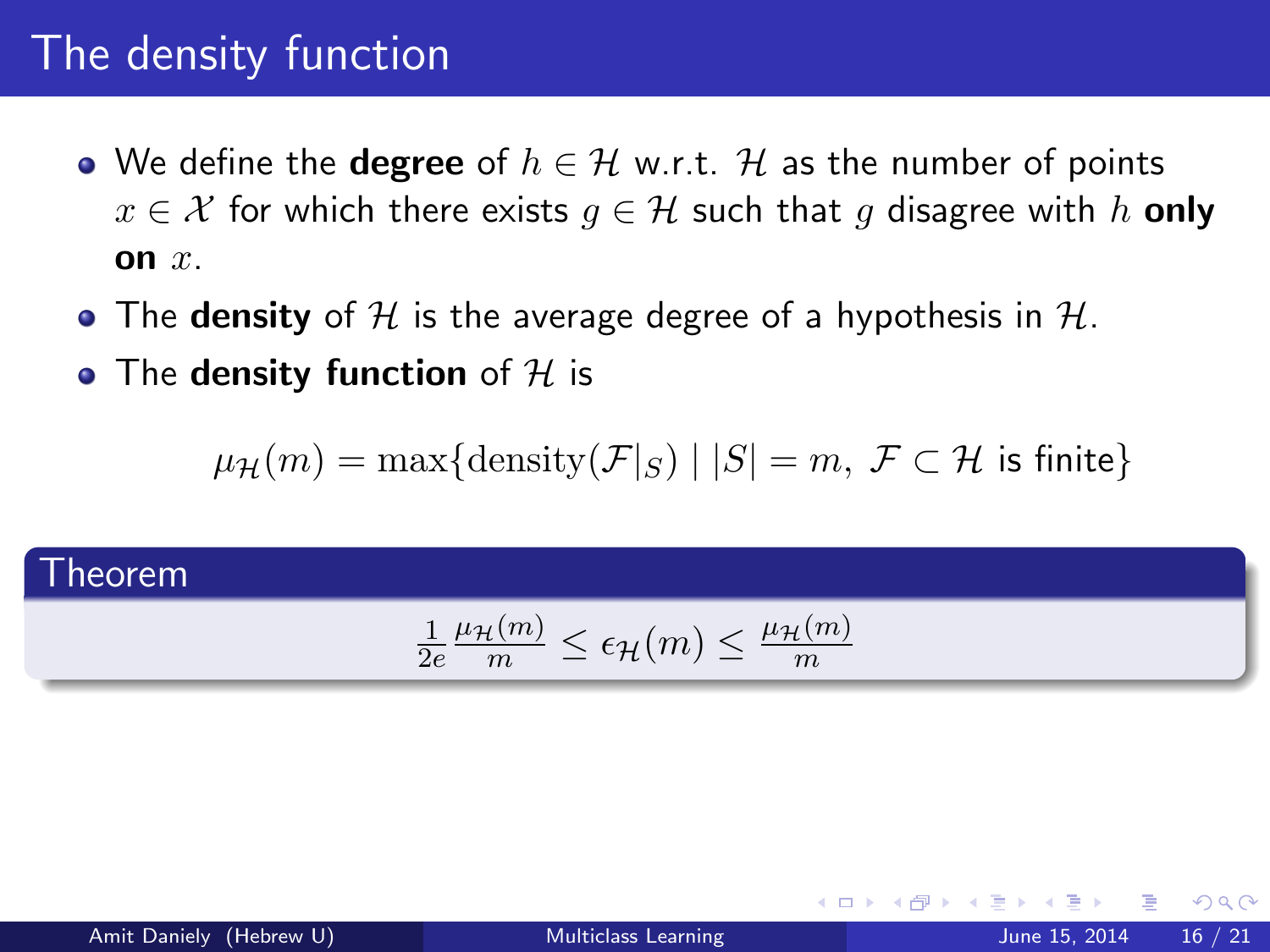# The density function

- We define the **degree** of $h \in \mathcal{H}$ w.r.t. $\mathcal{H}$ as the number of points $x \in \mathcal{X}$ for which there exists $g \in \mathcal{H}$ such that $g$ disagree with $h$ **only on** $x$.
- The **density** of $\mathcal{H}$ is the average degree of a hypothesis in $\mathcal{H}$.
- The **density function** of $\mathcal{H}$ is

$$\mu_{\mathcal{H}}(m) = \max\{\text{density}(\mathcal{F}|_S) \mid |S| = m,\ \mathcal{F} \subset \mathcal{H} \text{ is finite}\}$$

**Theorem**

$$\frac{1}{2e}\frac{\mu_{\mathcal{H}}(m)}{m} \leq \epsilon_{\mathcal{H}}(m) \leq \frac{\mu_{\mathcal{H}}(m)}{m}$$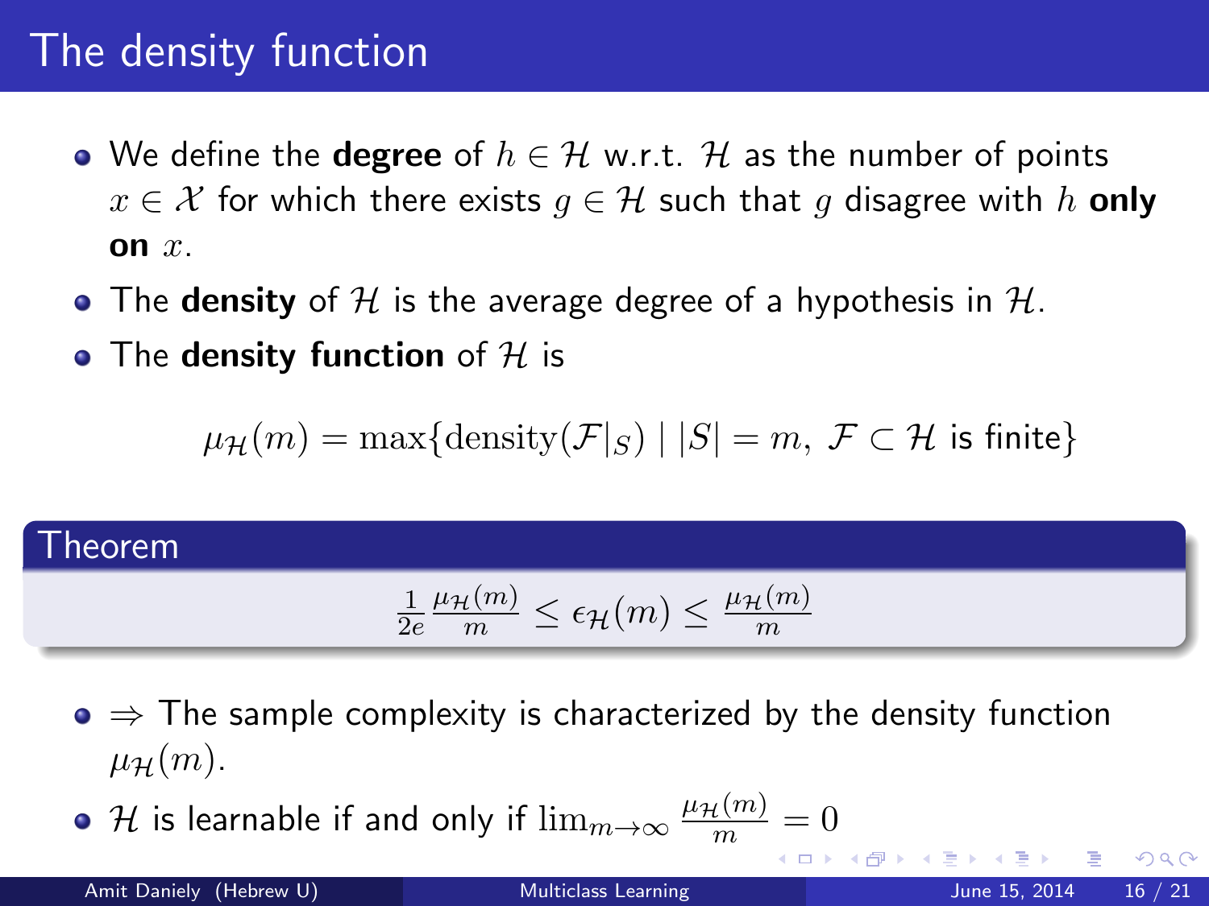# The density function

- We define the **degree** of $h \in \mathcal{H}$ w.r.t. $\mathcal{H}$ as the number of points $x \in \mathcal{X}$ for which there exists $g \in \mathcal{H}$ such that $g$ disagree with $h$ **only on** $x$.
- The **density** of $\mathcal{H}$ is the average degree of a hypothesis in $\mathcal{H}$.
- The **density function** of $\mathcal{H}$ is

$$\mu_{\mathcal{H}}(m) = \max\{\text{density}(\mathcal{F}|_S) \mid |S| = m,\ \mathcal{F} \subset \mathcal{H} \text{ is finite}\}$$

**Theorem**

$$\frac{1}{2e} \frac{\mu_{\mathcal{H}}(m)}{m} \leq \epsilon_{\mathcal{H}}(m) \leq \frac{\mu_{\mathcal{H}}(m)}{m}$$

- $\Rightarrow$ The sample complexity is characterized by the density function $\mu_{\mathcal{H}}(m)$.
- $\mathcal{H}$ is learnable if and only if $\lim_{m \to \infty} \frac{\mu_{\mathcal{H}}(m)}{m} = 0$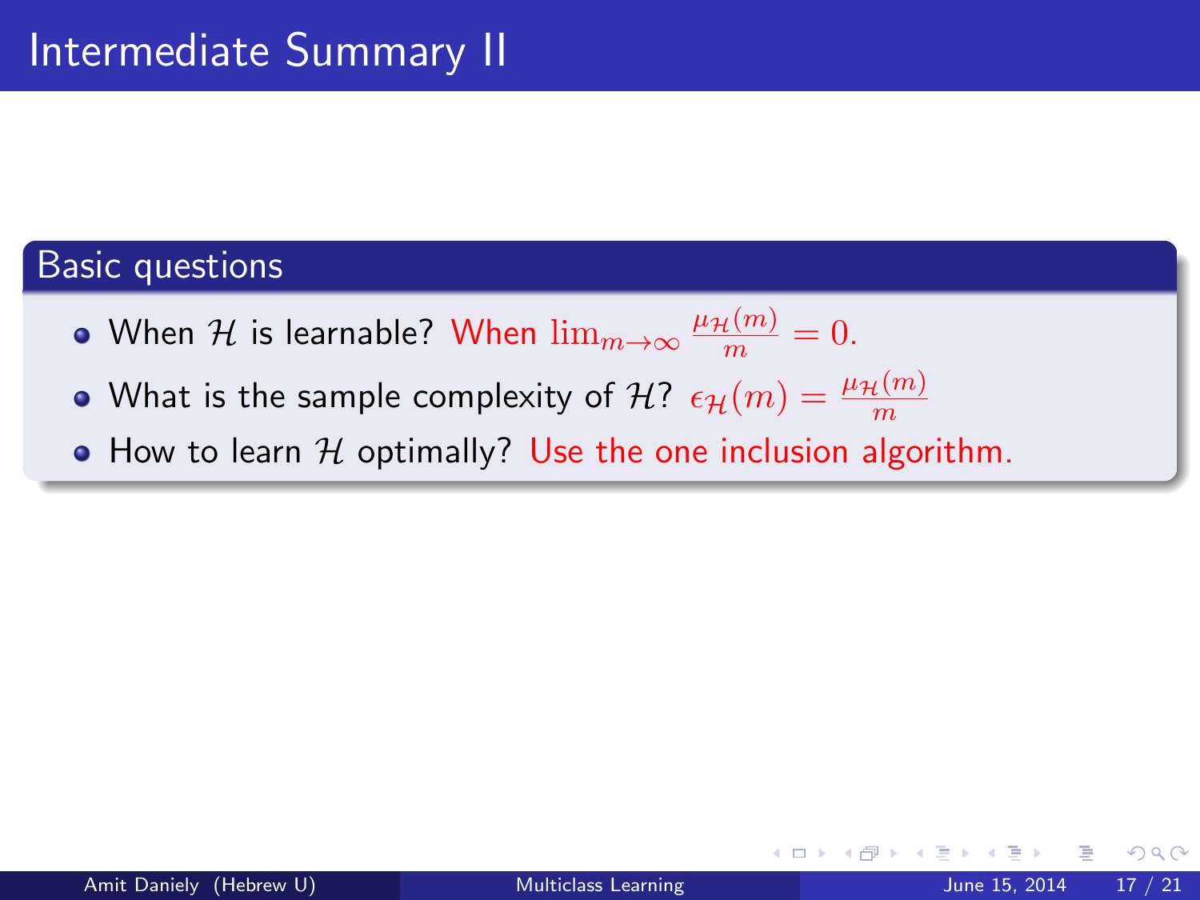# Intermediate Summary II

## Basic questions

- When $\mathcal{H}$ is learnable? When $\lim_{m\to\infty} \frac{\mu_{\mathcal{H}}(m)}{m} = 0$.
- What is the sample complexity of $\mathcal{H}$? $\epsilon_{\mathcal{H}}(m) = \frac{\mu_{\mathcal{H}}(m)}{m}$
- How to learn $\mathcal{H}$ optimally? Use the one inclusion algorithm.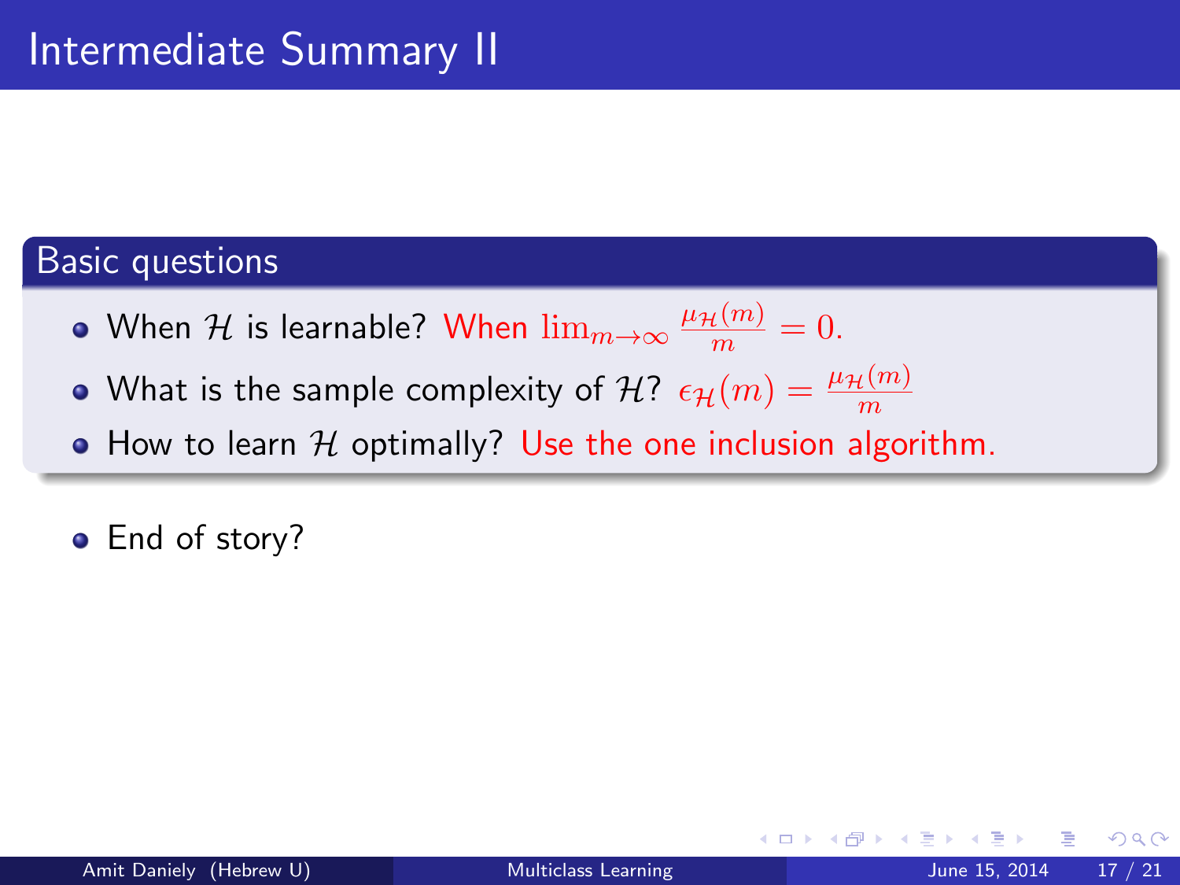# Intermediate Summary II

## Basic questions

- When $\mathcal{H}$ is learnable? When $\lim_{m\to\infty} \frac{\mu_{\mathcal{H}}(m)}{m} = 0$.
- What is the sample complexity of $\mathcal{H}$? $\epsilon_{\mathcal{H}}(m) = \frac{\mu_{\mathcal{H}}(m)}{m}$
- How to learn $\mathcal{H}$ optimally? Use the one inclusion algorithm.

- End of story?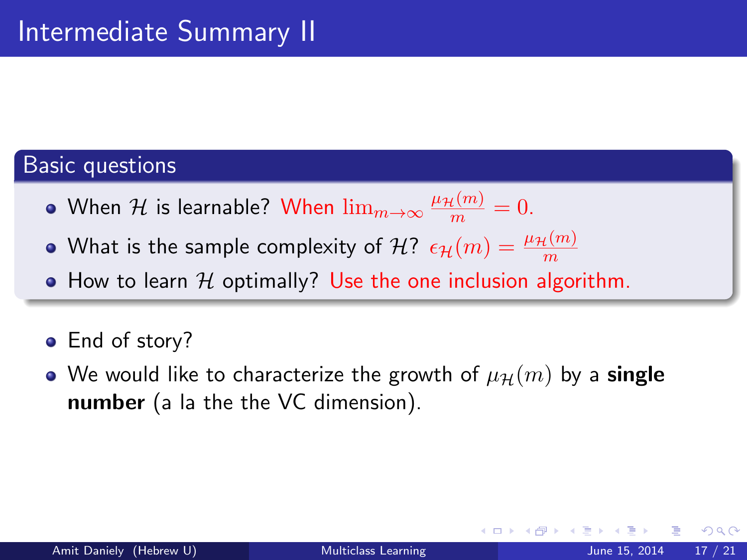# Intermediate Summary II

## Basic questions

- When $\mathcal{H}$ is learnable? When $\lim_{m\to\infty} \frac{\mu_{\mathcal{H}}(m)}{m} = 0$.
- What is the sample complexity of $\mathcal{H}$? $\epsilon_{\mathcal{H}}(m) = \frac{\mu_{\mathcal{H}}(m)}{m}$
- How to learn $\mathcal{H}$ optimally? Use the one inclusion algorithm.

- End of story?
- We would like to characterize the growth of $\mu_{\mathcal{H}}(m)$ by a **single number** (a la the the VC dimension).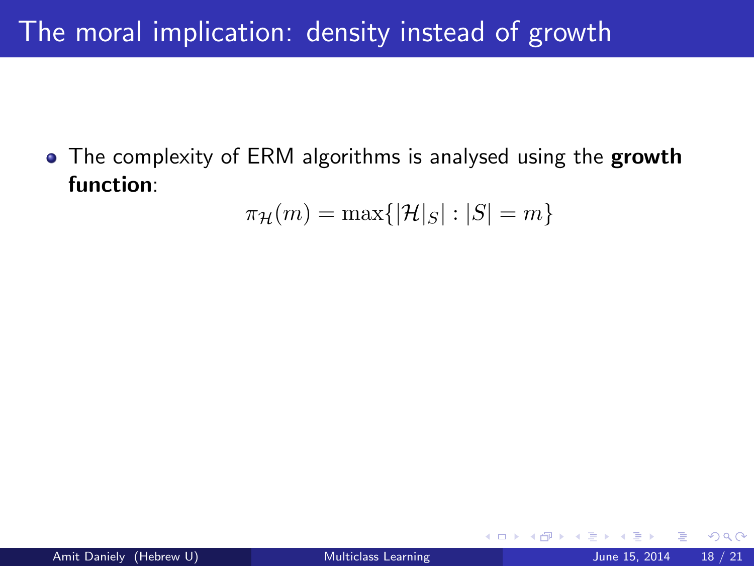# The moral implication: density instead of growth

- The complexity of ERM algorithms is analysed using the **growth function**:

$$\pi_{\mathcal{H}}(m) = \max\{|\mathcal{H}|_S| : |S| = m\}$$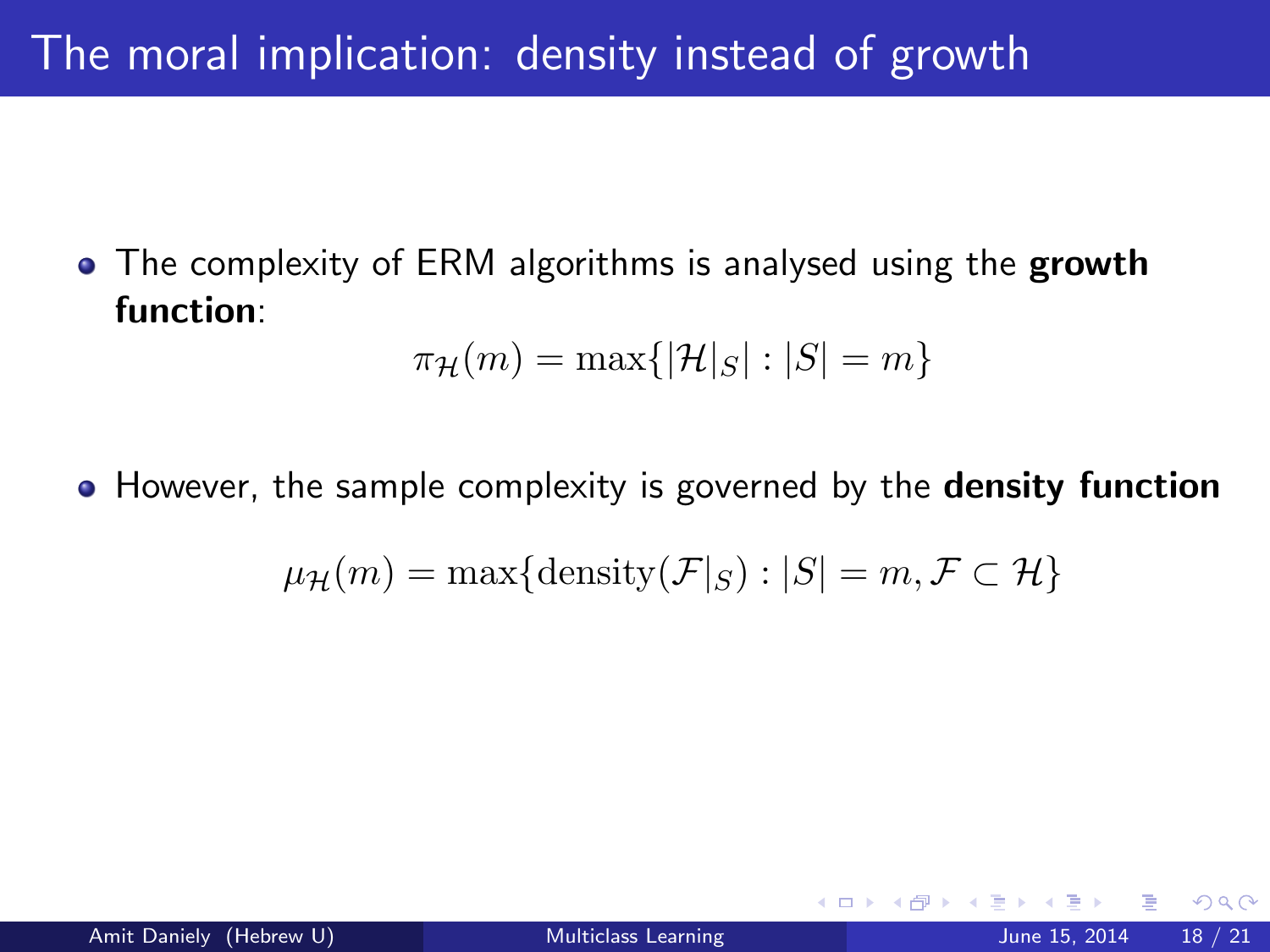# The moral implication: density instead of growth

- The complexity of ERM algorithms is analysed using the **growth function**:

$$\pi_{\mathcal{H}}(m) = \max\{|\mathcal{H}|_S| : |S| = m\}$$

- However, the sample complexity is governed by the **density function**

$$\mu_{\mathcal{H}}(m) = \max\{\text{density}(\mathcal{F}|_S) : |S| = m, \mathcal{F} \subset \mathcal{H}\}$$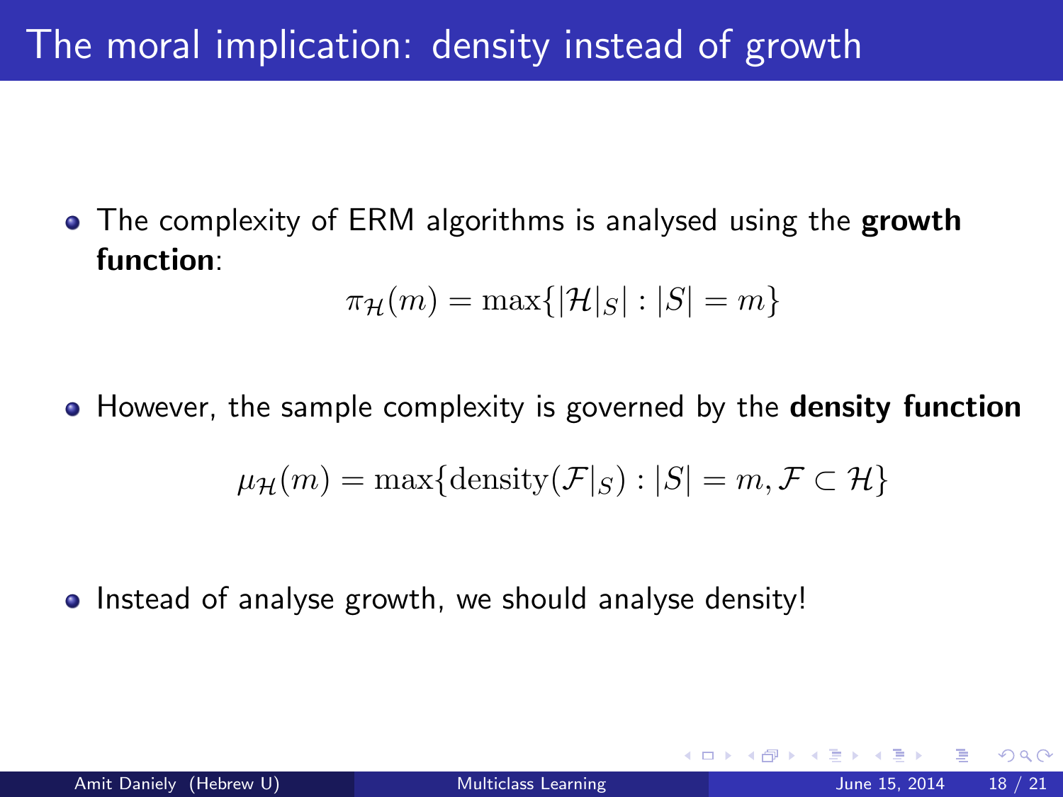# The moral implication: density instead of growth

- The complexity of ERM algorithms is analysed using the **growth function**:

$$\pi_{\mathcal{H}}(m) = \max\{|\mathcal{H}|_S| : |S| = m\}$$

- However, the sample complexity is governed by the **density function**

$$\mu_{\mathcal{H}}(m) = \max\{\text{density}(\mathcal{F}|_S) : |S| = m, \mathcal{F} \subset \mathcal{H}\}$$

- Instead of analyse growth, we should analyse density!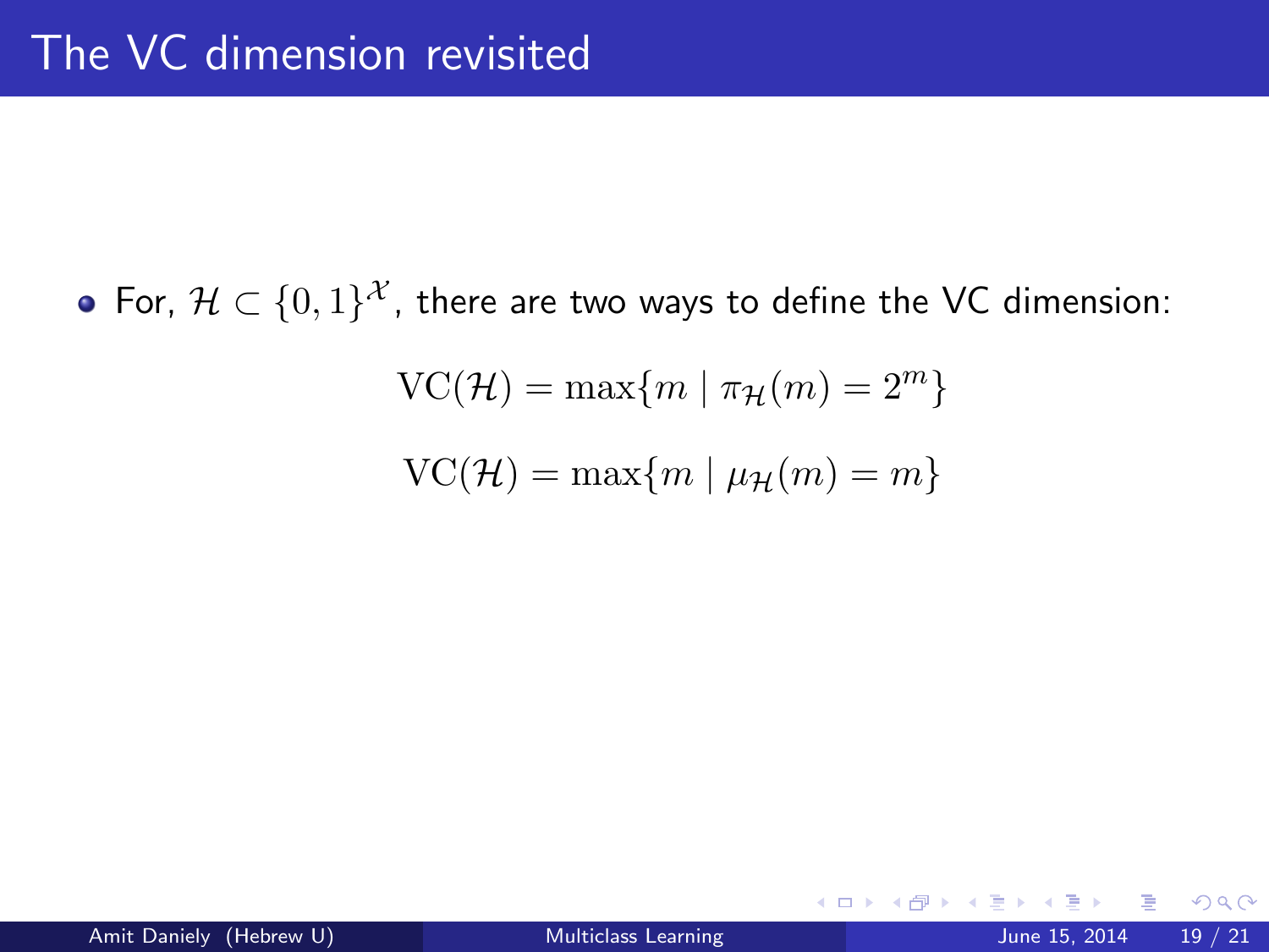# The VC dimension revisited

- For, $\mathcal{H} \subset \{0,1\}^{\mathcal{X}}$, there are two ways to define the VC dimension:

$$\mathrm{VC}(\mathcal{H}) = \max\{m \mid \pi_{\mathcal{H}}(m) = 2^m\}$$

$$\mathrm{VC}(\mathcal{H}) = \max\{m \mid \mu_{\mathcal{H}}(m) = m\}$$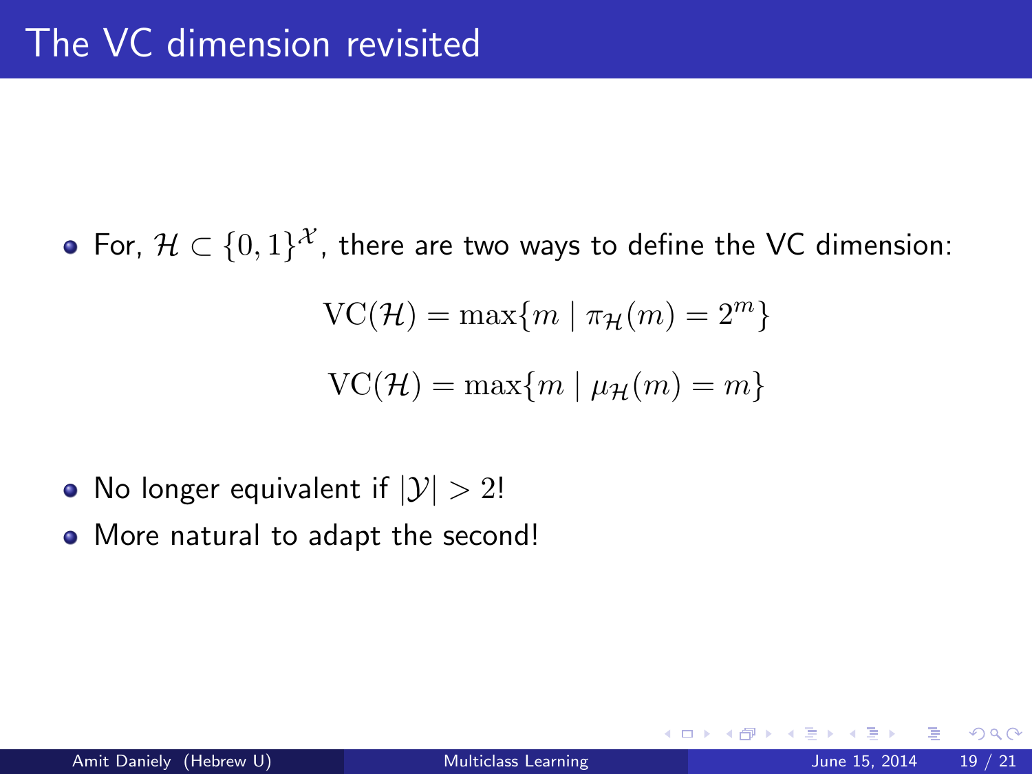# The VC dimension revisited

- For, $\mathcal{H} \subset \{0,1\}^{\mathcal{X}}$, there are two ways to define the VC dimension:

$$\mathrm{VC}(\mathcal{H}) = \max\{m \mid \pi_{\mathcal{H}}(m) = 2^m\}$$

$$\mathrm{VC}(\mathcal{H}) = \max\{m \mid \mu_{\mathcal{H}}(m) = m\}$$

- No longer equivalent if $|\mathcal{Y}| > 2$!
- More natural to adapt the second!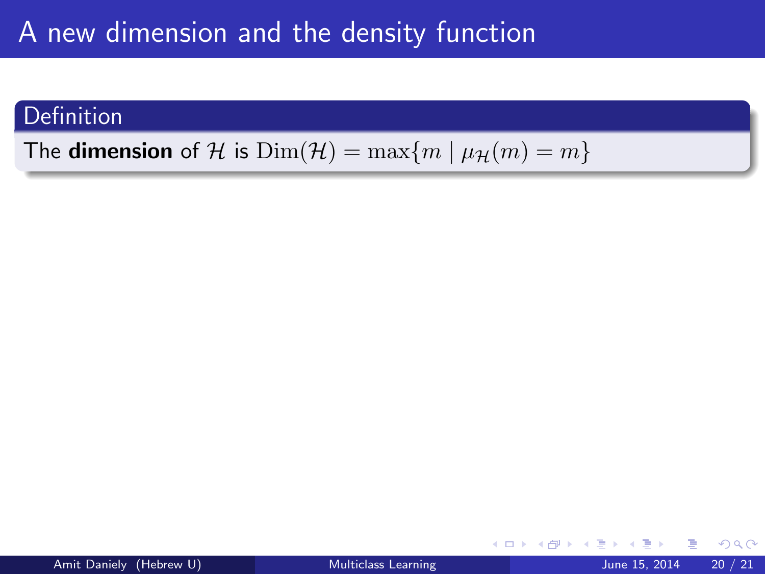# A new dimension and the density function

**Definition**

The **dimension** of $\mathcal{H}$ is $\mathrm{Dim}(\mathcal{H}) = \max\{m \mid \mu_{\mathcal{H}}(m) = m\}$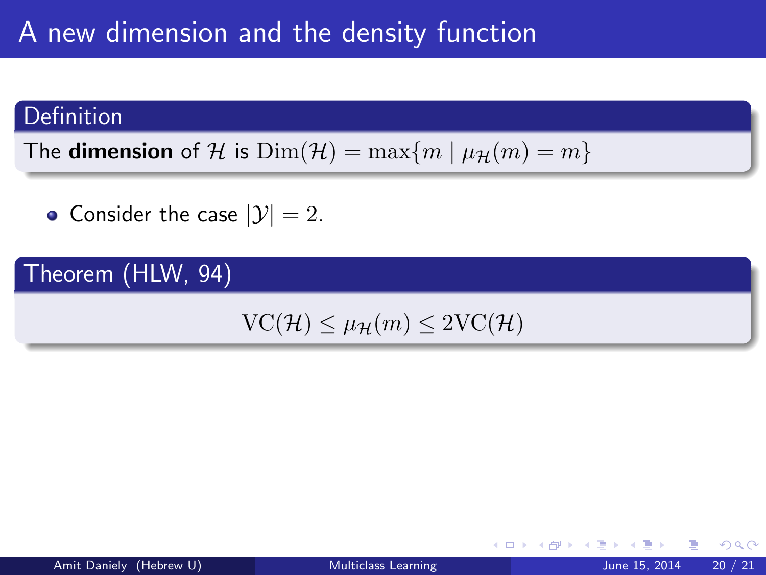# A new dimension and the density function

**Definition**

The **dimension** of $\mathcal{H}$ is $\mathrm{Dim}(\mathcal{H}) = \max\{m \mid \mu_{\mathcal{H}}(m) = m\}$

- Consider the case $|\mathcal{Y}| = 2$.

**Theorem (HLW, 94)**

$$\mathrm{VC}(\mathcal{H}) \leq \mu_{\mathcal{H}}(m) \leq 2\mathrm{VC}(\mathcal{H})$$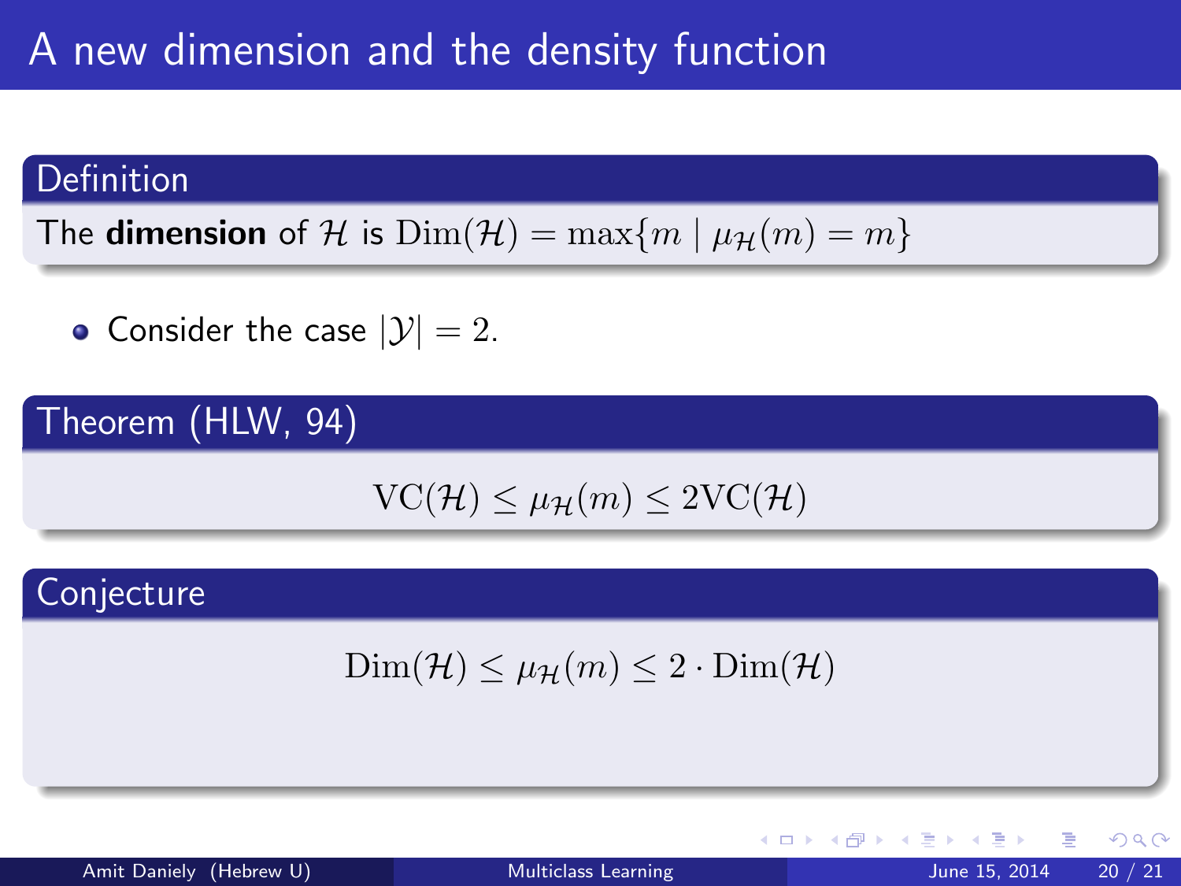# A new dimension and the density function

**Definition**

The **dimension** of $\mathcal{H}$ is $\mathrm{Dim}(\mathcal{H}) = \max\{m \mid \mu_{\mathcal{H}}(m) = m\}$

- Consider the case $|\mathcal{Y}| = 2$.

**Theorem (HLW, 94)**

$$\mathrm{VC}(\mathcal{H}) \leq \mu_{\mathcal{H}}(m) \leq 2\mathrm{VC}(\mathcal{H})$$

**Conjecture**

$$\mathrm{Dim}(\mathcal{H}) \leq \mu_{\mathcal{H}}(m) \leq 2 \cdot \mathrm{Dim}(\mathcal{H})$$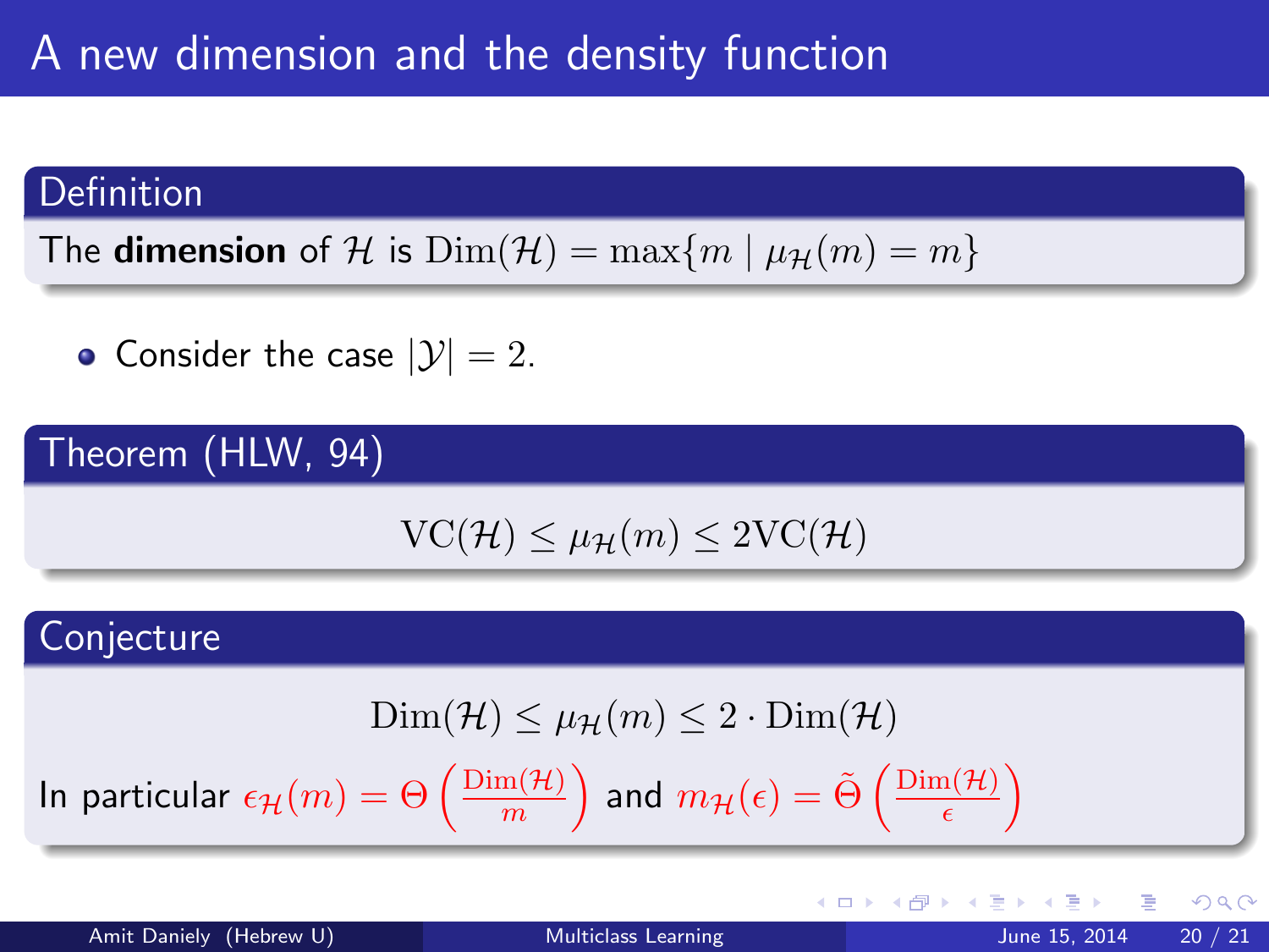# A new dimension and the density function

**Definition**

The **dimension** of $\mathcal{H}$ is $\mathrm{Dim}(\mathcal{H}) = \max\{m \mid \mu_{\mathcal{H}}(m) = m\}$

- Consider the case $|\mathcal{Y}| = 2$.

**Theorem (HLW, 94)**

$$\mathrm{VC}(\mathcal{H}) \le \mu_{\mathcal{H}}(m) \le 2\mathrm{VC}(\mathcal{H})$$

**Conjecture**

$$\mathrm{Dim}(\mathcal{H}) \le \mu_{\mathcal{H}}(m) \le 2 \cdot \mathrm{Dim}(\mathcal{H})$$

In particular $\epsilon_{\mathcal{H}}(m) = \Theta\left(\frac{\mathrm{Dim}(\mathcal{H})}{m}\right)$ and $m_{\mathcal{H}}(\epsilon) = \tilde{\Theta}\left(\frac{\mathrm{Dim}(\mathcal{H})}{\epsilon}\right)$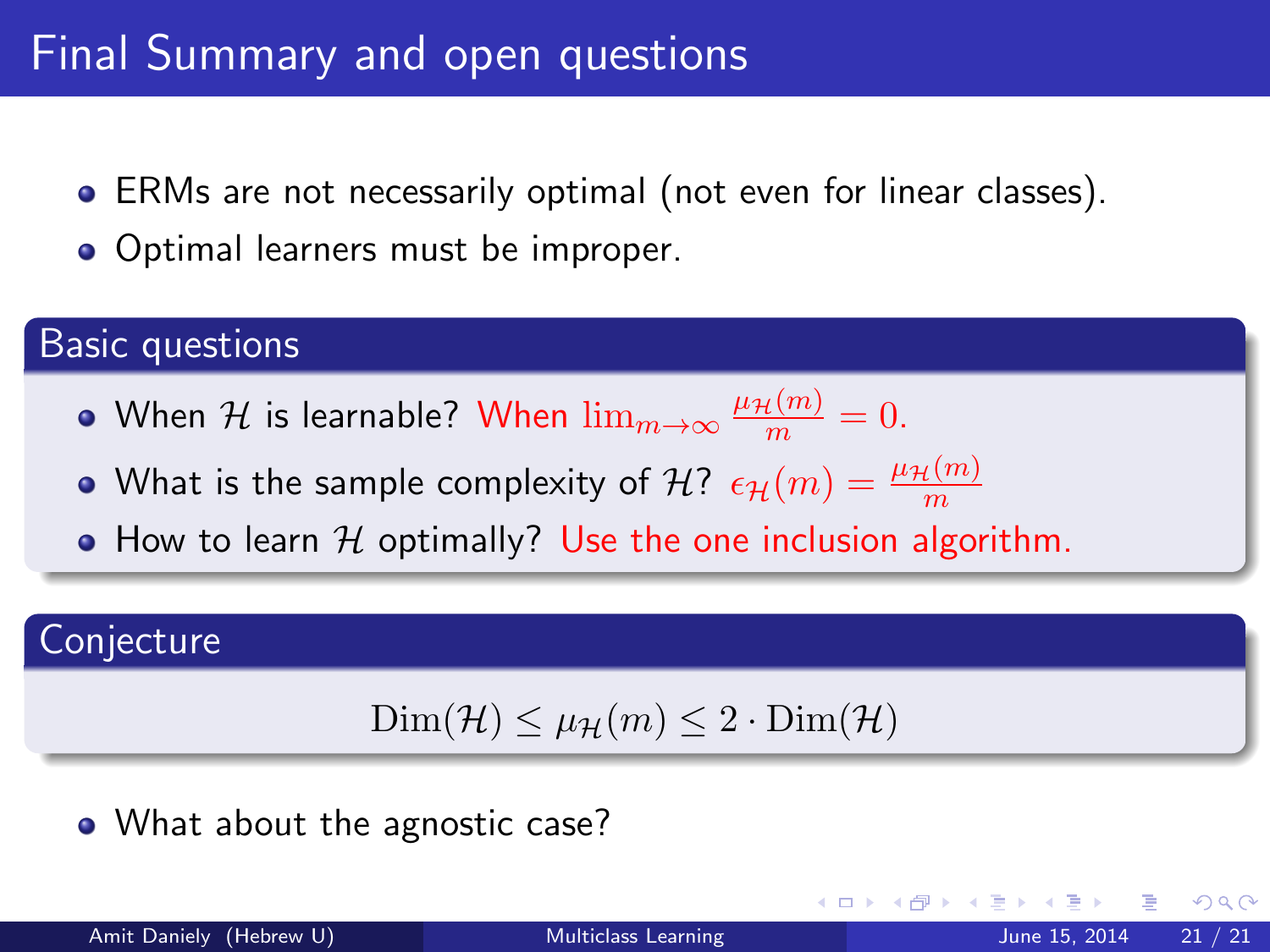# Final Summary and open questions

- ERMs are not necessarily optimal (not even for linear classes).
- Optimal learners must be improper.

### Basic questions

- When $\mathcal{H}$ is learnable? When $\lim_{m\to\infty} \frac{\mu_{\mathcal{H}}(m)}{m} = 0$.
- What is the sample complexity of $\mathcal{H}$? $\epsilon_{\mathcal{H}}(m) = \frac{\mu_{\mathcal{H}}(m)}{m}$
- How to learn $\mathcal{H}$ optimally? Use the one inclusion algorithm.

### Conjecture

$$\mathrm{Dim}(\mathcal{H}) \leq \mu_{\mathcal{H}}(m) \leq 2 \cdot \mathrm{Dim}(\mathcal{H})$$

- What about the agnostic case?